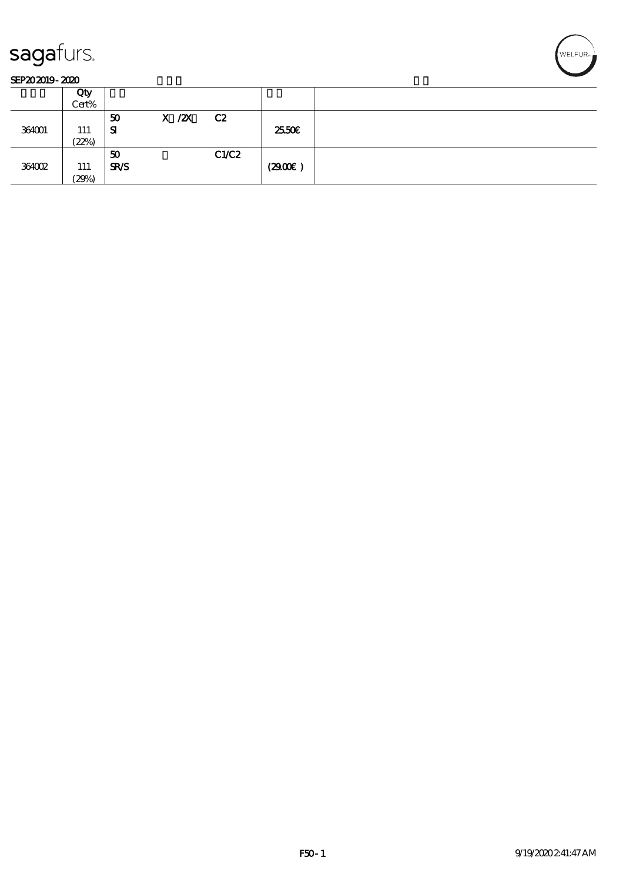sagafurs.

WELFUR

SEP20 2019 - 2020

| | Qty Cert% | | | | |
|---|---|---|---|---|---|
| 364001 | 111 (22%) | 50 SI X /2X C2 | 25.50€ | |
| 364002 | 111 (29%) | 50 SR/S C1/C2 | (29.00€ ) | |

F50 - 1 9/19/2020 2:41:47 AM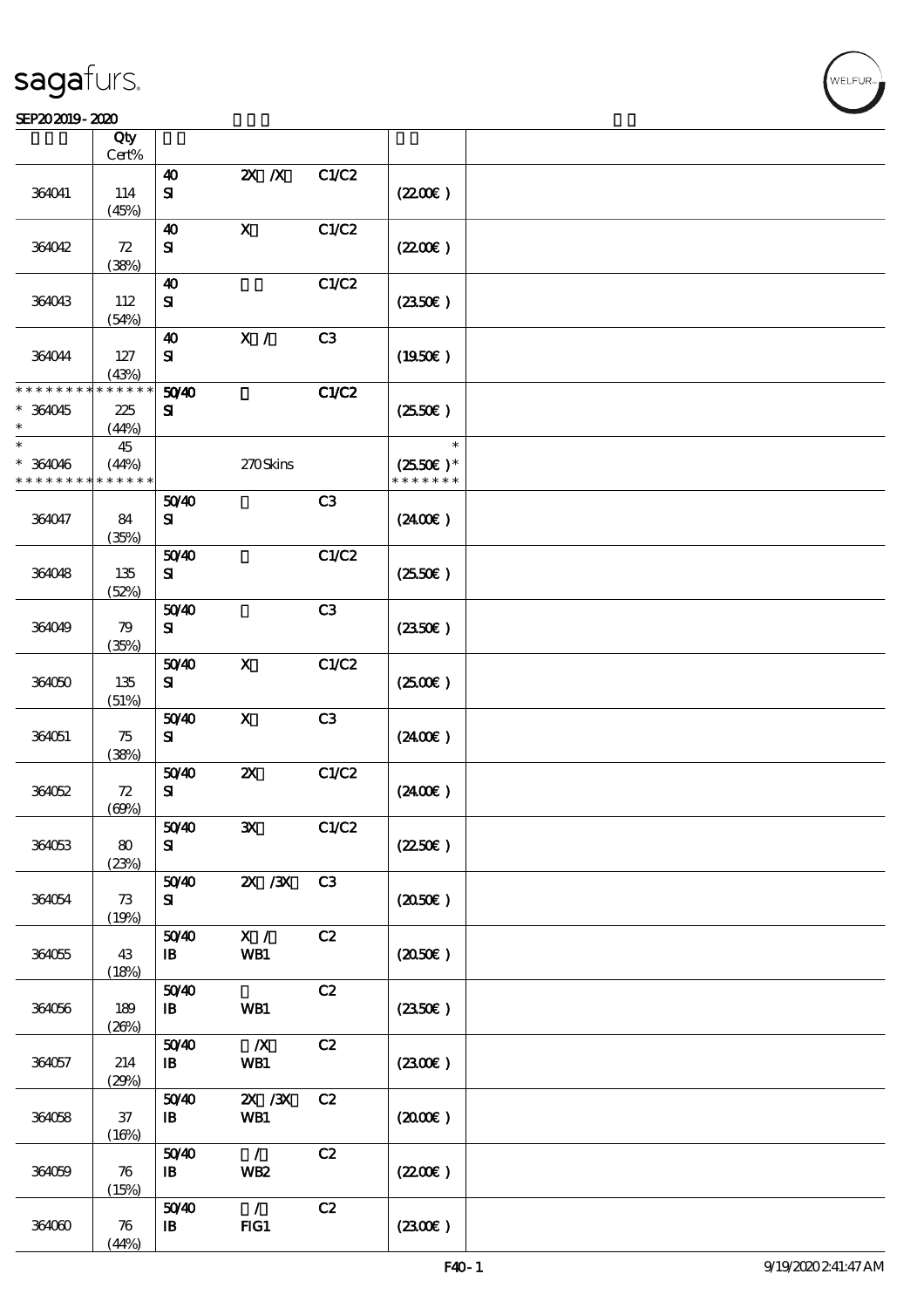| | Qty Cert% | | | | | |
|---|---|---|---|---|---|---|
| 364041 | 114 (45%) | 40 SI | 2X /X | C1/C2 | (22.00€) | |
| 364042 | 72 (38%) | 40 SI | X | C1/C2 | (22.00€) | |
| 364043 | 112 (54%) | 40 SI | | C1/C2 | (23.50€) | |
| 364044 | 127 (43%) | 40 SI | X / | C3 | (19.50€) | |
| * * * * * * * * * * * * * * * 364045 * | 225 (44%) | 50/40 SI | | C1/C2 | (25.50€) | |
| * * 364046 * * * * * * * * * * * * * * | 45 (44%) | | 270 Skins | | * (25.50€) * * * * * * * * | |
| 364047 | 84 (35%) | 50/40 SI | | C3 | (24.00€) | |
| 364048 | 135 (52%) | 50/40 SI | | C1/C2 | (25.50€) | |
| 364049 | 79 (35%) | 50/40 SI | | C3 | (23.50€) | |
| 364050 | 135 (51%) | 50/40 SI | X | C1/C2 | (25.00€) | |
| 364051 | 75 (38%) | 50/40 SI | X | C3 | (24.00€) | |
| 364052 | 72 (69%) | 50/40 SI | 2X | C1/C2 | (24.00€) | |
| 364053 | 80 (23%) | 50/40 SI | 3X | C1/C2 | (22.50€) | |
| 364054 | 73 (19%) | 50/40 SI | 2X /3X | C3 | (20.50€) | |
| 364055 | 43 (18%) | 50/40 IB | X / WB1 | C2 | (20.50€) | |
| 364056 | 189 (26%) | 50/40 IB | WB1 | C2 | (23.50€) | |
| 364057 | 214 (29%) | 50/40 IB | /X WB1 | C2 | (23.00€) | |
| 364058 | 37 (16%) | 50/40 IB | 2X /3X WB1 | C2 | (20.00€) | |
| 364059 | 76 (15%) | 50/40 IB | / WB2 | C2 | (22.00€) | |
| 364060 | 76 (44%) | 50/40 IB | / FIG1 | C2 | (23.00€) | |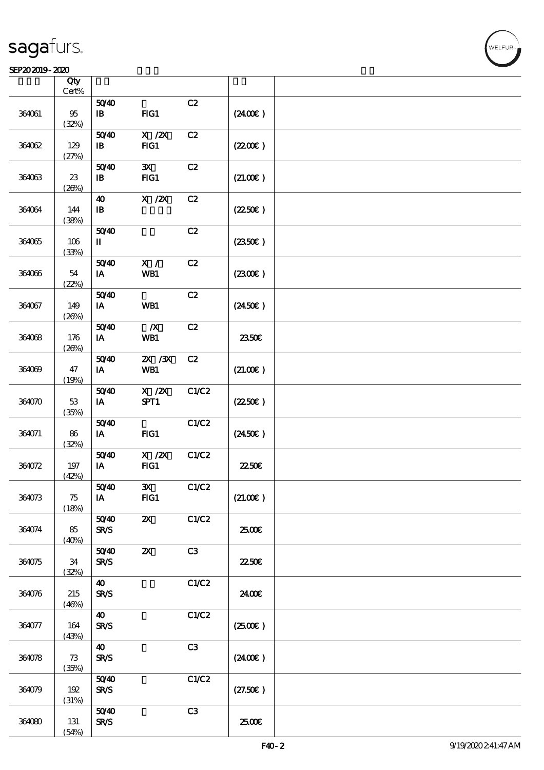| | Qty Cert% | | | | | |
|---|---|---|---|---|---|---|
| 364061 | 95 (32%) | 50/40 IB | FIG1 | C2 | (24.00€ ) | |
| 364062 | 129 (27%) | 50/40 IB | X /2X FIG1 | C2 | (22.00€ ) | |
| 364063 | 23 (26%) | 50/40 IB | 3X FIG1 | C2 | (21.00€ ) | |
| 364064 | 144 (38%) | 40 IB | X /2X | C2 | (22.50€ ) | |
| 364065 | 106 (33%) | 50/40 II | | C2 | (23.50€ ) | |
| 364066 | 54 (22%) | 50/40 IA | X / WB1 | C2 | (23.00€ ) | |
| 364067 | 149 (26%) | 50/40 IA | WB1 | C2 | (24.50€ ) | |
| 364068 | 176 (26%) | 50/40 IA | /X WB1 | C2 | 23.50€ | |
| 364069 | 47 (19%) | 50/40 IA | 2X /3X WB1 | C2 | (21.00€ ) | |
| 364070 | 53 (35%) | 50/40 IA | X /2X SPT1 | C1/C2 | (22.50€ ) | |
| 364071 | 86 (32%) | 50/40 IA | FIG1 | C1/C2 | (24.50€ ) | |
| 364072 | 197 (42%) | 50/40 IA | X /2X FIG1 | C1/C2 | 22.50€ | |
| 364073 | 75 (18%) | 50/40 IA | 3X FIG1 | C1/C2 | (21.00€ ) | |
| 364074 | 85 (40%) | 50/40 SR/S | 2X | C1/C2 | 25.00€ | |
| 364075 | 34 (32%) | 50/40 SR/S | 2X | C3 | 22.50€ | |
| 364076 | 215 (46%) | 40 SR/S | | C1/C2 | 24.00€ | |
| 364077 | 164 (43%) | 40 SR/S | | C1/C2 | (25.00€ ) | |
| 364078 | 73 (35%) | 40 SR/S | | C3 | (24.00€ ) | |
| 364079 | 192 (31%) | 50/40 SR/S | | C1/C2 | (27.50€ ) | |
| 364080 | 131 (54%) | 50/40 SR/S | | C3 | 25.00€ | |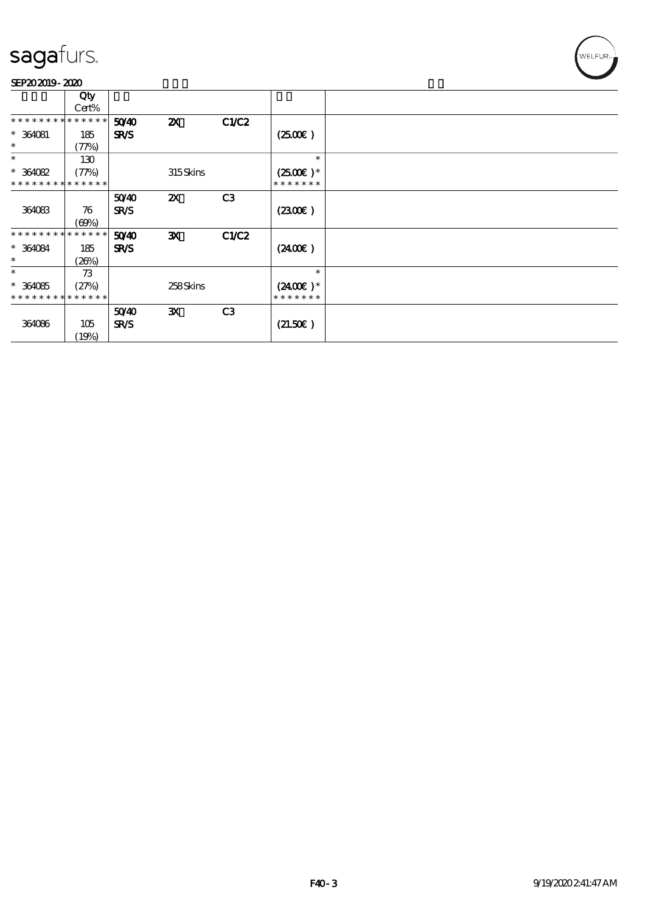| | Qty<br>Cert% | | | | | |
|---|---|---|---|---|---|---|
| * * * * * * * * * * * * * * | | 50/40 | 2X | C1/C2 | | |
| * 364081 | 185 | SR/S | | | (25.00€ ) | |
| * | (77%) | | | | | |
| * | 130 | | | | * | |
| * 364082 | (77%) | | 315 Skins | | (25.00€ )* | |
| * * * * * * * * * * * * * * | | | | | * * * * * * * | |
| | | 50/40 | 2X | C3 | | |
| 364083 | 76 | SR/S | | | (23.00€ ) | |
| | (69%) | | | | | |
| * * * * * * * * * * * * * * | | 50/40 | 3X | C1/C2 | | |
| * 364084 | 185 | SR/S | | | (24.00€ ) | |
| * | (26%) | | | | | |
| * | 73 | | | | * | |
| * 364085 | (27%) | | 258 Skins | | (24.00€ )* | |
| * * * * * * * * * * * * * * | | | | | * * * * * * * | |
| | | 50/40 | 3X | C3 | | |
| 364086 | 105 | SR/S | | | (21.50€ ) | |
| | (19%) | | | | | |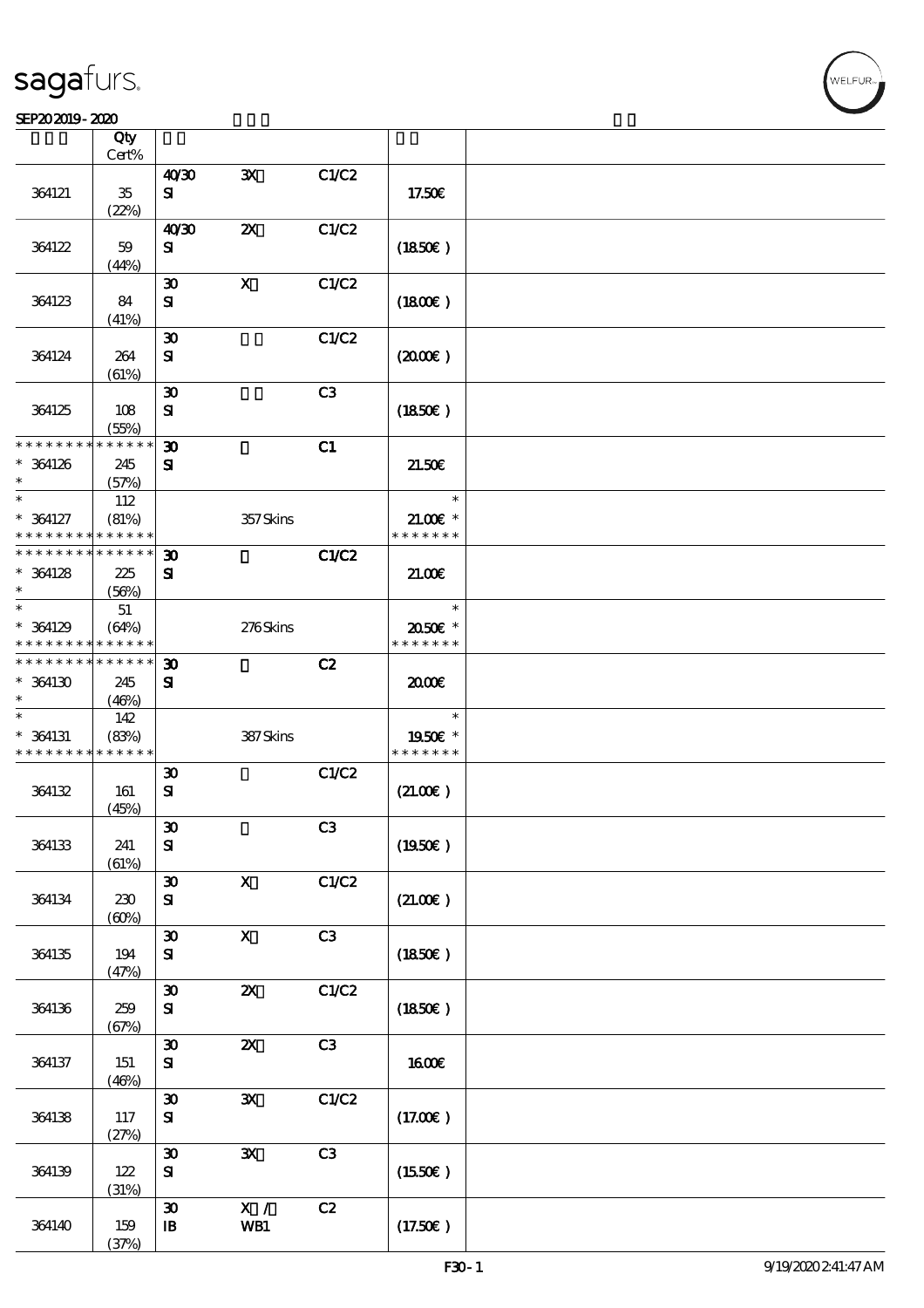| | Qty Cert% | | | | | |
|---|---|---|---|---|---|---|
| 364121 | 35 (22%) | 40/30 SI | 3X | C1/C2 | 17.50€ | |
| 364122 | 59 (44%) | 40/30 SI | 2X | C1/C2 | (18.50€) | |
| 364123 | 84 (41%) | 30 SI | X | C1/C2 | (18.00€) | |
| 364124 | 264 (61%) | 30 SI | | C1/C2 | (20.00€) | |
| 364125 | 108 (55%) | 30 SI | | C3 | (18.50€) | |
| * * * * * * * * * * * * * * * 364126 * | 245 (57%) | 30 SI | | C1 | 21.50€ | |
| * * 364127 * * * * * * * * * * * * * * | 112 (81%) | | 357 Skins | | * 21.00€ * * * * * * * * | |
| * * * * * * * * * * * * * * * 364128 * | 225 (56%) | 30 SI | | C1/C2 | 21.00€ | |
| * * 364129 * * * * * * * * * * * * * * | 51 (64%) | | 276 Skins | | * 20.50€ * * * * * * * * | |
| * * * * * * * * * * * * * * * 364130 * | 245 (46%) | 30 SI | | C2 | 20.00€ | |
| * * 364131 * * * * * * * * * * * * * * | 142 (83%) | | 387 Skins | | * 19.50€ * * * * * * * * | |
| 364132 | 161 (45%) | 30 SI | | C1/C2 | (21.00€) | |
| 364133 | 241 (61%) | 30 SI | | C3 | (19.50€) | |
| 364134 | 230 (60%) | 30 SI | X | C1/C2 | (21.00€) | |
| 364135 | 194 (47%) | 30 SI | X | C3 | (18.50€) | |
| 364136 | 259 (67%) | 30 SI | 2X | C1/C2 | (18.50€) | |
| 364137 | 151 (46%) | 30 SI | 2X | C3 | 16.00€ | |
| 364138 | 117 (27%) | 30 SI | 3X | C1/C2 | (17.00€) | |
| 364139 | 122 (31%) | 30 SI | 3X | C3 | (15.50€) | |
| 364140 | 159 (37%) | 30 IB | X / WB1 | C2 | (17.50€) | |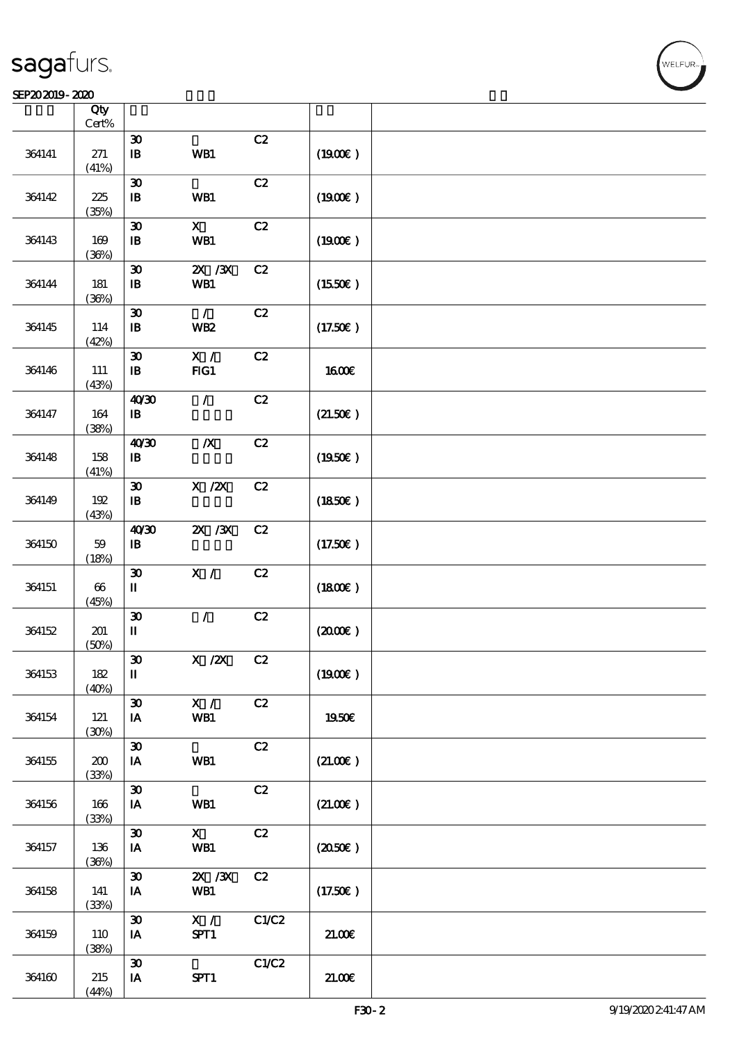sagafurs.

SEP20 2019 - 2020

| | Qty Cert% | | | | | |
|---|---|---|---|---|---|---|
| 364141 | 271 (41%) | 30 IB | WB1 | C2 | (19.00€) | |
| 364142 | 225 (35%) | 30 IB | WB1 | C2 | (19.00€) | |
| 364143 | 169 (36%) | 30 IB | X WB1 | C2 | (19.00€) | |
| 364144 | 181 (36%) | 30 IB | 2X /3X WB1 | C2 | (15.50€) | |
| 364145 | 114 (42%) | 30 IB | / WB2 | C2 | (17.50€) | |
| 364146 | 111 (43%) | 30 IB | X / FIG1 | C2 | 16.00€ | |
| 364147 | 164 (38%) | 40/30 IB | / | C2 | (21.50€) | |
| 364148 | 158 (41%) | 40/30 IB | /X | C2 | (19.50€) | |
| 364149 | 192 (43%) | 30 IB | X /2X | C2 | (18.50€) | |
| 364150 | 59 (18%) | 40/30 IB | 2X /3X | C2 | (17.50€) | |
| 364151 | 66 (45%) | 30 II | X / | C2 | (18.00€) | |
| 364152 | 201 (50%) | 30 II | / | C2 | (20.00€) | |
| 364153 | 182 (40%) | 30 II | X /2X | C2 | (19.00€) | |
| 364154 | 121 (30%) | 30 IA | X / WB1 | C2 | 19.50€ | |
| 364155 | 200 (33%) | 30 IA | WB1 | C2 | (21.00€) | |
| 364156 | 166 (33%) | 30 IA | WB1 | C2 | (21.00€) | |
| 364157 | 136 (36%) | 30 IA | X WB1 | C2 | (20.50€) | |
| 364158 | 141 (33%) | 30 IA | 2X /3X WB1 | C2 | (17.50€) | |
| 364159 | 110 (38%) | 30 IA | X / SPT1 | C1/C2 | 21.00€ | |
| 364160 | 215 (44%) | 30 IA | SPT1 | C1/C2 | 21.00€ | |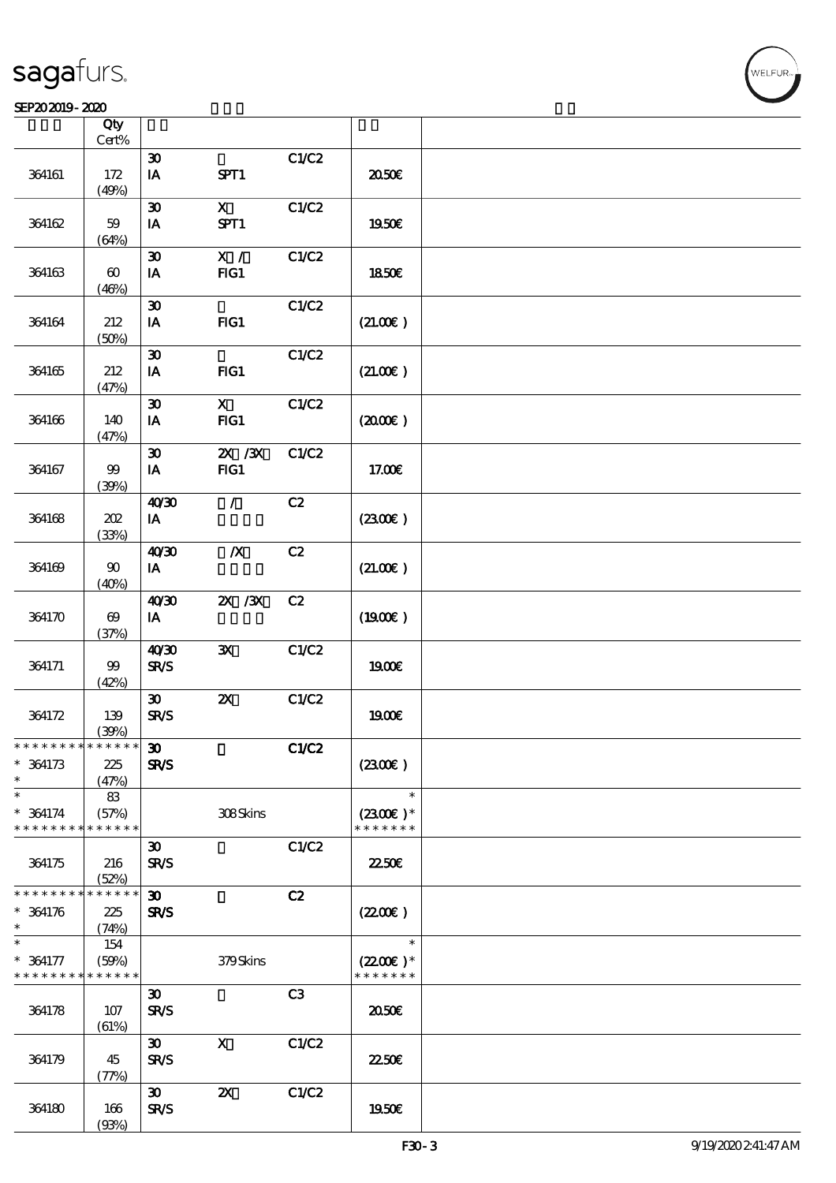| | Qty Cert% | | | | | |
|---|---|---|---|---|---|---|
| 364161 | 172 (49%) | 30 IA | SPT1 | C1/C2 | 20.50€ | |
| 364162 | 59 (64%) | 30 IA | X SPT1 | C1/C2 | 19.50€ | |
| 364163 | 60 (46%) | 30 IA | X / FIG1 | C1/C2 | 18.50€ | |
| 364164 | 212 (50%) | 30 IA | FIG1 | C1/C2 | (21.00€) | |
| 364165 | 212 (47%) | 30 IA | FIG1 | C1/C2 | (21.00€) | |
| 364166 | 140 (47%) | 30 IA | X FIG1 | C1/C2 | (20.00€) | |
| 364167 | 99 (39%) | 30 IA | 2X /3X FIG1 | C1/C2 | 17.00€ | |
| 364168 | 202 (33%) | 40/30 IA | / | C2 | (23.00€) | |
| 364169 | 90 (40%) | 40/30 IA | /X | C2 | (21.00€) | |
| 364170 | 69 (37%) | 40/30 IA | 2X /3X | C2 | (19.00€) | |
| 364171 | 99 (42%) | 40/30 SR/S | 3X | C1/C2 | 19.00€ | |
| 364172 | 139 (39%) | 30 SR/S | 2X | C1/C2 | 19.00€ | |
| * * * * * * * * * * * * * * 364173 * | 225 (47%) | 30 SR/S | | C1/C2 | (23.00€) | |
| * * 364174 * * * * * * * * * * * * * | 83 (57%) | | 308 Skins | | * (23.00€) * * * * * * * * | |
| 364175 | 216 (52%) | 30 SR/S | | C1/C2 | 22.50€ | |
| * * * * * * * * * * * * * * 364176 * | 225 (74%) | 30 SR/S | | C2 | (22.00€) | |
| * * 364177 * * * * * * * * * * * * * | 154 (59%) | | 379 Skins | | * (22.00€) * * * * * * * * | |
| 364178 | 107 (61%) | 30 SR/S | | C3 | 20.50€ | |
| 364179 | 45 (77%) | 30 SR/S | X | C1/C2 | 22.50€ | |
| 364180 | 166 (93%) | 30 SR/S | 2X | C1/C2 | 19.50€ | |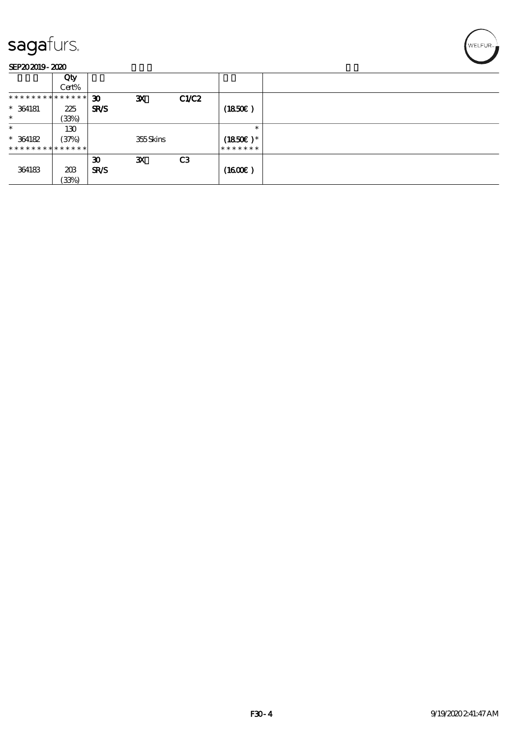# sagafurs.

SEP20 2019 - 2020

| | Qty<br>Cert% | | | | | |
|---|---|---|---|---|---|---|
| * * * * * * * * * * * * * * | | 30 | 3X | C1/C2 | | |
| * 364181 | 225 | SR/S | | | (1850€) | |
| * | (33%) | | | | | |
| * | 130 | | | | * | |
| * 364182 | (37%) | | 355 Skins | | (1850€)* | |
| * * * * * * * * * * * * * * | | | | | * * * * * * * | |
| | | 30 | 3X | C3 | | |
| 364183 | 203 | SR/S | | | (1600€) | |
| | (33%) | | | | | |

F30 - 4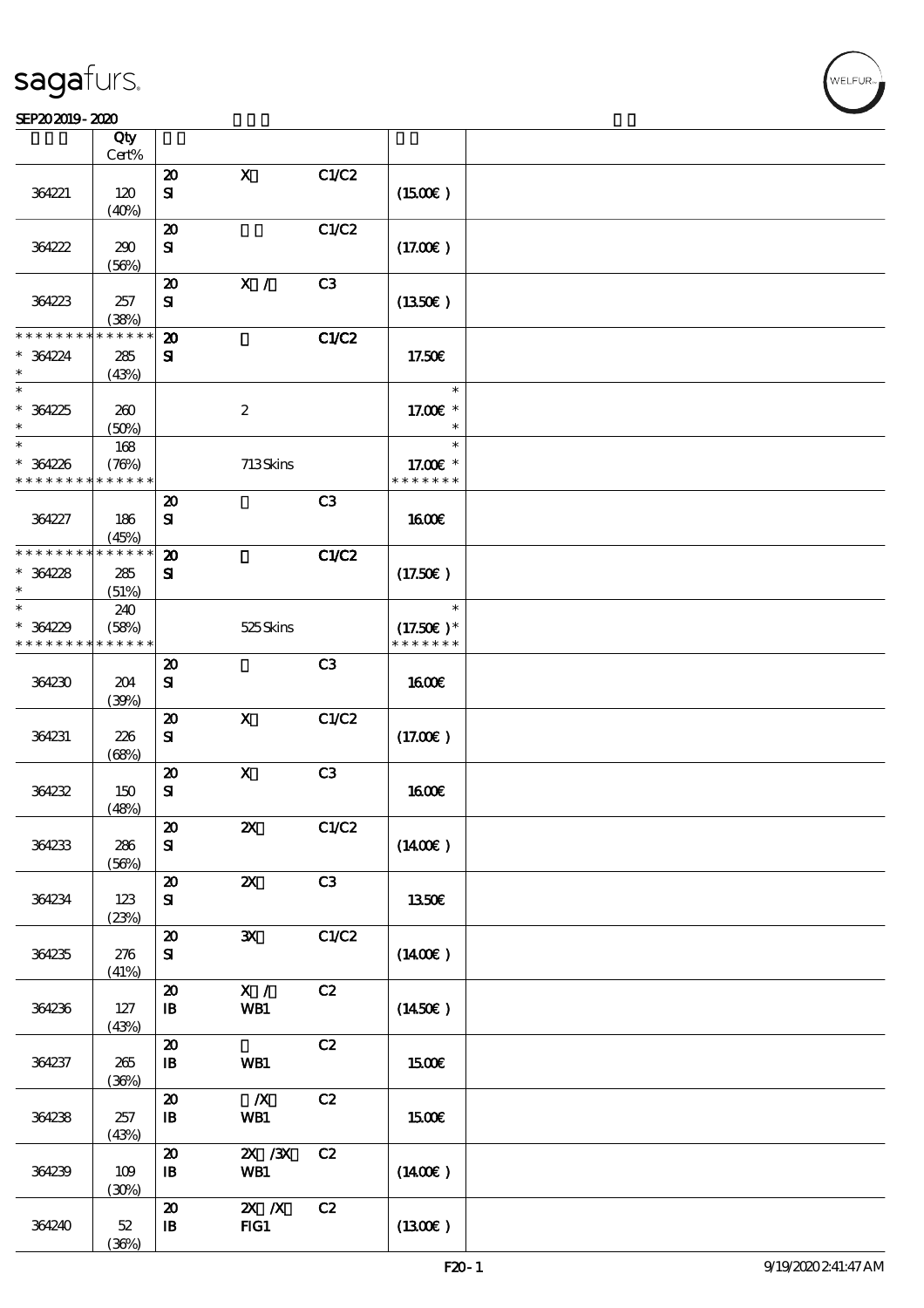| | Qty Cert% | | | | | |
|---|---|---|---|---|---|---|
| 364221 | 120 (40%) | 20 SI | X | C1/C2 | (15.00€) | |
| 364222 | 290 (56%) | 20 SI | | C1/C2 | (17.00€) | |
| 364223 | 257 (38%) | 20 SI | X / | C3 | (13.50€) | |
| * * * * * * * * * * * * * * * 364224 * | 285 (43%) | 20 SI | | C1/C2 | 17.50€ | |
| * * 364225 * | 260 (50%) | | 2 | | * 17.00€ * * | |
| * * 364226 * * * * * * * * * * * * * * | 168 (76%) | | 713 Skins | | * 17.00€ * * * * * * * * | |
| 364227 | 186 (45%) | 20 SI | | C3 | 16.00€ | |
| * * * * * * * * * * * * * * * 364228 * | 285 (51%) | 20 SI | | C1/C2 | (17.50€) | |
| * * 364229 * * * * * * * * * * * * * * | 240 (58%) | | 525 Skins | | * (17.50€) * * * * * * * * | |
| 364230 | 204 (39%) | 20 SI | | C3 | 16.00€ | |
| 364231 | 226 (68%) | 20 SI | X | C1/C2 | (17.00€) | |
| 364232 | 150 (48%) | 20 SI | X | C3 | 16.00€ | |
| 364233 | 286 (56%) | 20 SI | 2X | C1/C2 | (14.00€) | |
| 364234 | 123 (23%) | 20 SI | 2X | C3 | 13.50€ | |
| 364235 | 276 (41%) | 20 SI | 3X | C1/C2 | (14.00€) | |
| 364236 | 127 (43%) | 20 IB | X / WB1 | C2 | (14.50€) | |
| 364237 | 265 (36%) | 20 IB | WB1 | C2 | 15.00€ | |
| 364238 | 257 (43%) | 20 IB | /X WB1 | C2 | 15.00€ | |
| 364239 | 109 (30%) | 20 IB | 2X /3X WB1 | C2 | (14.00€) | |
| 364240 | 52 (36%) | 20 IB | 2X /X FIG1 | C2 | (13.00€) | |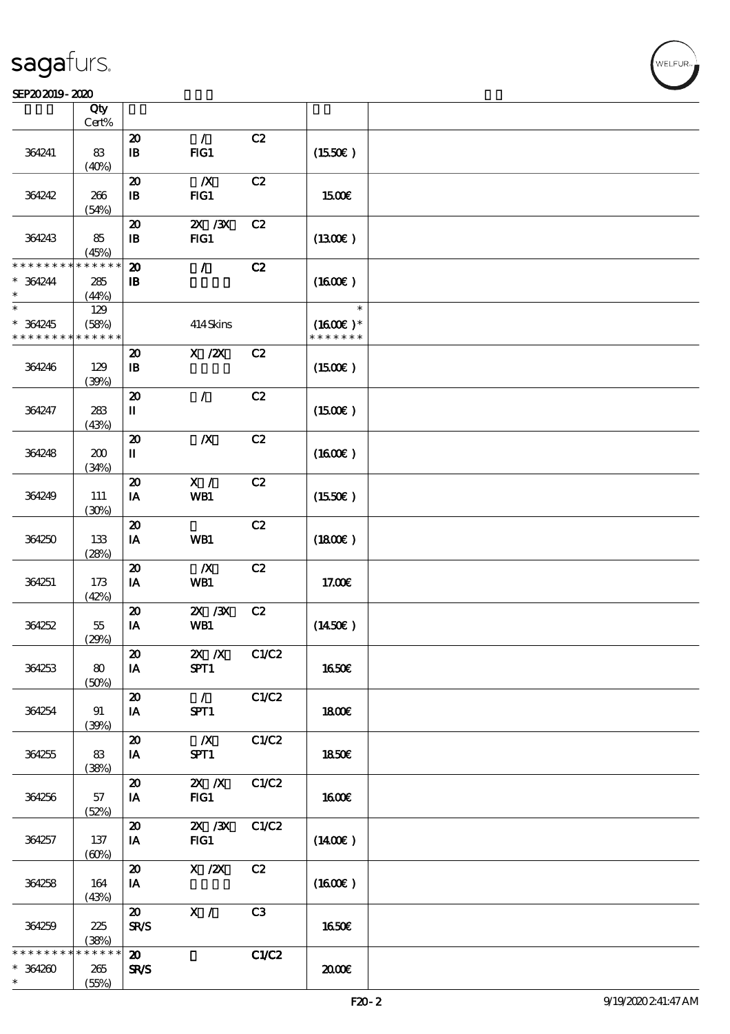sagafurs.

SEP20 2019 - 2020

| | Qty Cert% | | | | | |
|---|---|---|---|---|---|---|
| 364241 | 83 (40%) | 20 IB | / FIG1 | C2 | (15.50€) | |
| 364242 | 266 (54%) | 20 IB | /X FIG1 | C2 | 15.00€ | |
| 364243 | 85 (45%) | 20 IB | 2X /3X FIG1 | C2 | (13.00€) | |
| * * * * * * * * * * * * * * * 364244 * | 285 (44%) | 20 IB | / | C2 | (16.00€) | |
| * * 364245 * * * * * * * * * * * * * * | 129 (58%) | | 414 Skins | | * (16.00€) * * * * * * * * | |
| 364246 | 129 (39%) | 20 IB | X /2X | C2 | (15.00€) | |
| 364247 | 283 (43%) | 20 II | / | C2 | (15.00€) | |
| 364248 | 200 (34%) | 20 II | /X | C2 | (16.00€) | |
| 364249 | 111 (30%) | 20 IA | X / WB1 | C2 | (15.50€) | |
| 364250 | 133 (28%) | 20 IA | WB1 | C2 | (18.00€) | |
| 364251 | 173 (42%) | 20 IA | /X WB1 | C2 | 17.00€ | |
| 364252 | 55 (29%) | 20 IA | 2X /3X WB1 | C2 | (14.50€) | |
| 364253 | 80 (50%) | 20 IA | 2X /X SPT1 | C1/C2 | 16.50€ | |
| 364254 | 91 (39%) | 20 IA | / SPT1 | C1/C2 | 18.00€ | |
| 364255 | 83 (38%) | 20 IA | /X SPT1 | C1/C2 | 18.50€ | |
| 364256 | 57 (52%) | 20 IA | 2X /X FIG1 | C1/C2 | 16.00€ | |
| 364257 | 137 (60%) | 20 IA | 2X /3X FIG1 | C1/C2 | (14.00€) | |
| 364258 | 164 (43%) | 20 IA | X /2X | C2 | (16.00€) | |
| 364259 | 225 (38%) | 20 SR/S | X / | C3 | 16.50€ | |
| * * * * * * * * * * * * * * * 364260 * | 265 (55%) | 20 SR/S | | C1/C2 | 20.00€ | |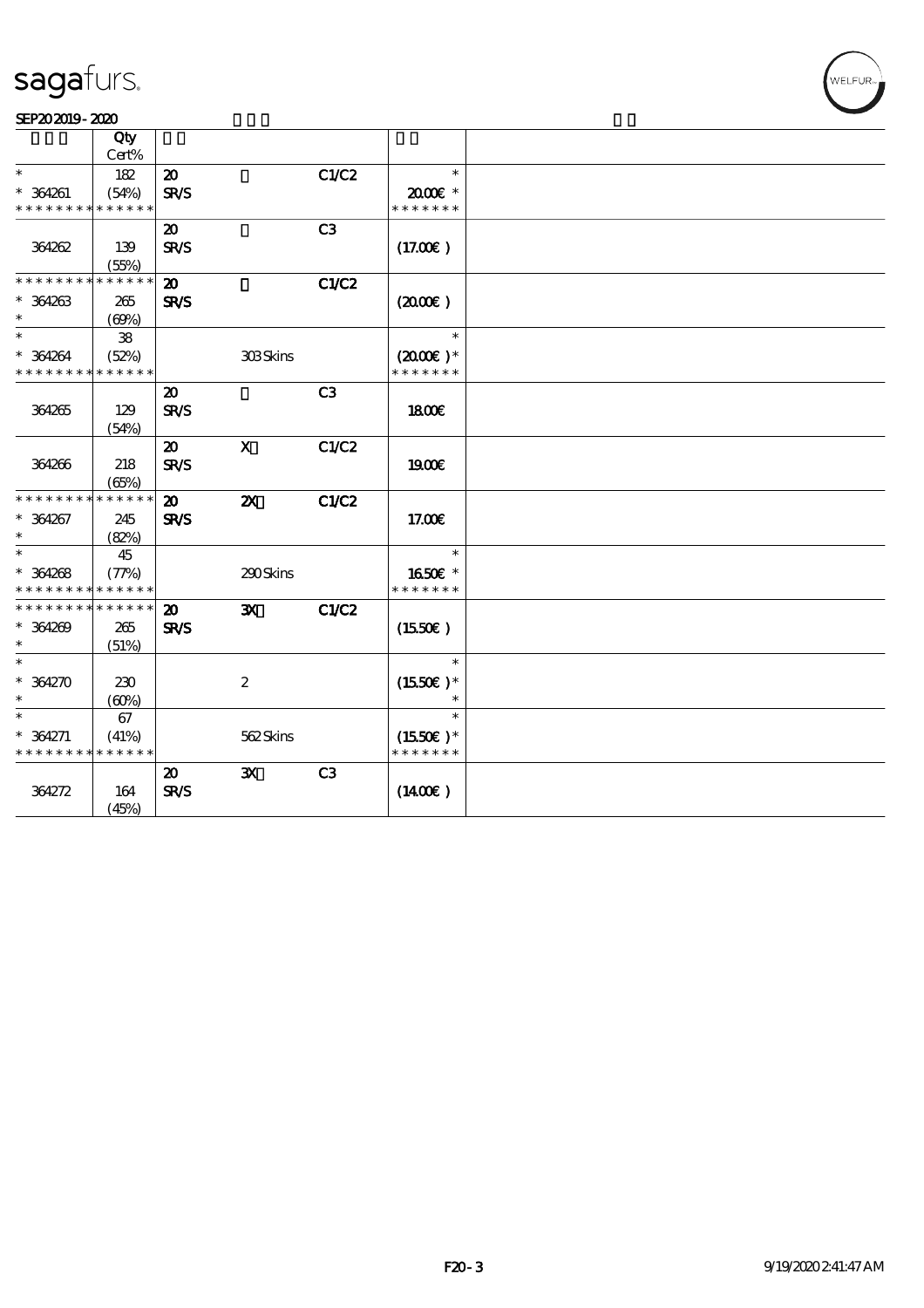sagafurs.

SEP20 2019 - 2020

| | Qty<br>Cert% | | | | | |
|---|---|---|---|---|---|---|
| *<br>* 364261<br>* * * * * * * * * * * * * * | 182<br>(54%) | 20<br>SR/S | | C1/C2 | *<br>20.00€ *<br>* * * * * * * | |
| 364262 | 139<br>(55%) | 20<br>SR/S | | C3 | (17.00€ ) | |
| * * * * * * * * * * * * * *<br>* 364263<br>* | 265<br>(69%) | 20<br>SR/S | | C1/C2 | (20.00€ ) | |
| *<br>* 364264<br>* * * * * * * * * * * * * * | 38<br>(52%) | | 303 Skins | | *<br>(20.00€ )*<br>* * * * * * * | |
| 364265 | 129<br>(54%) | 20<br>SR/S | | C3 | 18.00€ | |
| 364266 | 218<br>(65%) | 20<br>SR/S | X | C1/C2 | 19.00€ | |
| * * * * * * * * * * * * * *<br>* 364267<br>* | 245<br>(82%) | 20<br>SR/S | 2X | C1/C2 | 17.00€ | |
| *<br>* 364268<br>* * * * * * * * * * * * * * | 45<br>(77%) | | 290 Skins | | *<br>16.50€ *<br>* * * * * * * | |
| * * * * * * * * * * * * * *<br>* 364269<br>* | 265<br>(51%) | 20<br>SR/S | 3X | C1/C2 | (15.50€ ) | |
| *<br>* 364270<br>* | 230<br>(60%) | | 2 | | *<br>(15.50€ )*<br>* | |
| *<br>* 364271<br>* * * * * * * * * * * * * * | 67<br>(41%) | | 562 Skins | | *<br>(15.50€ )*<br>* * * * * * * | |
| 364272 | 164<br>(45%) | 20<br>SR/S | 3X | C3 | (14.00€ ) | |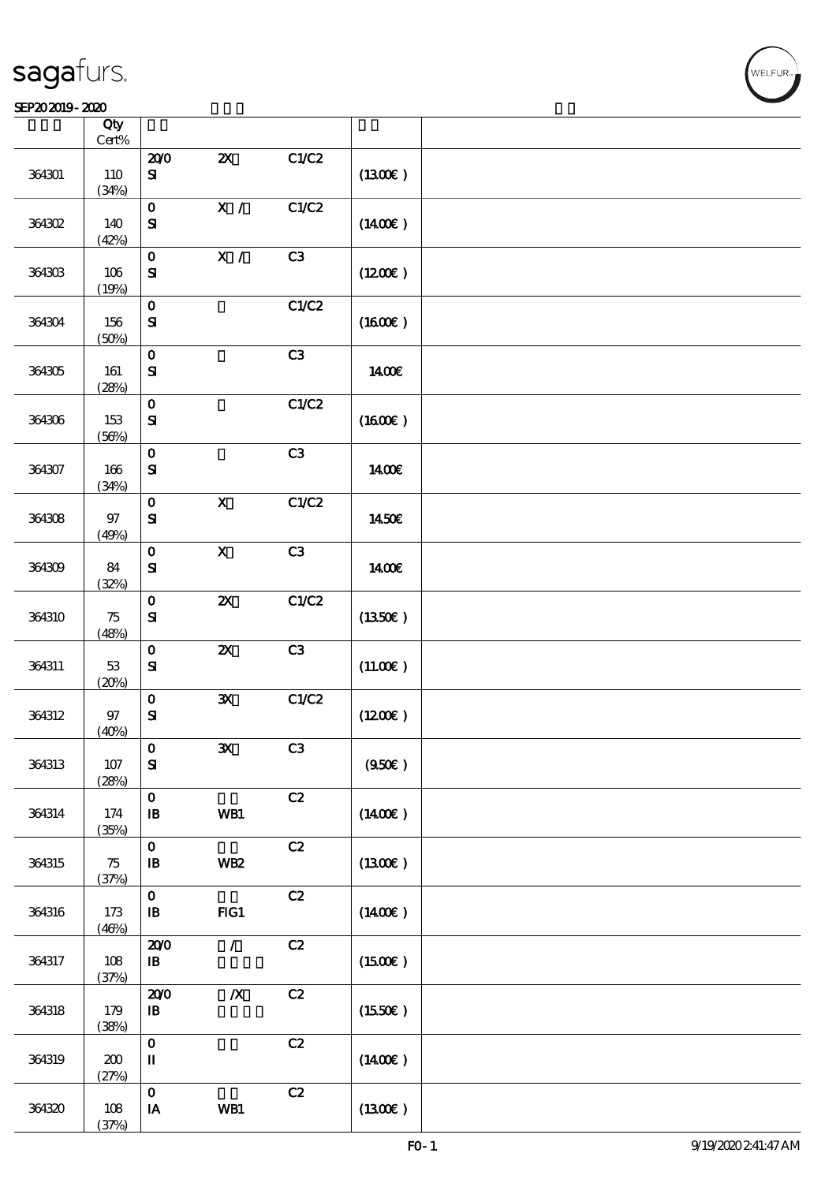| | Qty Cert% | | | | | |
|---|---|---|---|---|---|---|
| 364301 | 110 (34%) | 20/0 SI | 2X | C1/C2 | (13.00€) | |
| 364302 | 140 (42%) | 0 SI | X / | C1/C2 | (14.00€) | |
| 364303 | 106 (19%) | 0 SI | X / | C3 | (12.00€) | |
| 364304 | 156 (50%) | 0 SI | | C1/C2 | (16.00€) | |
| 364305 | 161 (28%) | 0 SI | | C3 | 14.00€ | |
| 364306 | 153 (56%) | 0 SI | | C1/C2 | (16.00€) | |
| 364307 | 166 (34%) | 0 SI | | C3 | 14.00€ | |
| 364308 | 97 (49%) | 0 SI | X | C1/C2 | 14.50€ | |
| 364309 | 84 (32%) | 0 SI | X | C3 | 14.00€ | |
| 364310 | 75 (48%) | 0 SI | 2X | C1/C2 | (13.50€) | |
| 364311 | 53 (20%) | 0 SI | 2X | C3 | (11.00€) | |
| 364312 | 97 (40%) | 0 SI | 3X | C1/C2 | (12.00€) | |
| 364313 | 107 (28%) | 0 SI | 3X | C3 | (9.50€) | |
| 364314 | 174 (35%) | 0 IB | WB1 | C2 | (14.00€) | |
| 364315 | 75 (37%) | 0 IB | WB2 | C2 | (13.00€) | |
| 364316 | 173 (46%) | 0 IB | FIG1 | C2 | (14.00€) | |
| 364317 | 108 (37%) | 20/0 IB | / | C2 | (15.00€) | |
| 364318 | 179 (38%) | 20/0 IB | /X | C2 | (15.50€) | |
| 364319 | 200 (27%) | 0 II | | C2 | (14.00€) | |
| 364320 | 108 (37%) | 0 IA | WB1 | C2 | (13.00€) | |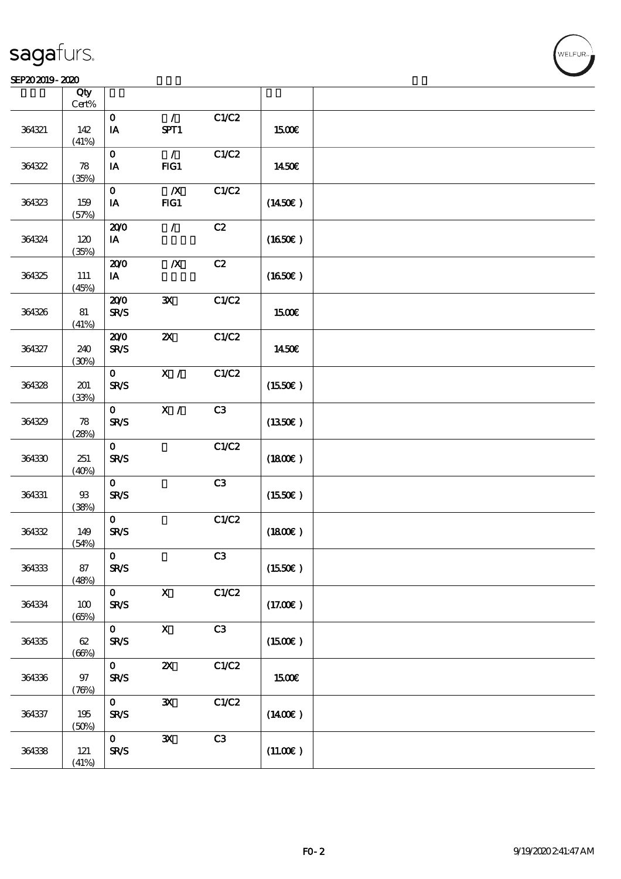| | Qty Cert% | | | | | |
|---|---|---|---|---|---|---|
| 364321 | 142 (41%) | 0 IA | / SPT1 | C1/C2 | 15.00€ | |
| 364322 | 78 (35%) | 0 IA | / FIG1 | C1/C2 | 14.50€ | |
| 364323 | 159 (57%) | 0 IA | /X FIG1 | C1/C2 | (14.50€) | |
| 364324 | 120 (35%) | 20/0 IA | / | C2 | (16.50€) | |
| 364325 | 111 (45%) | 20/0 IA | /X | C2 | (16.50€) | |
| 364326 | 81 (41%) | 20/0 SR/S | 3X | C1/C2 | 15.00€ | |
| 364327 | 240 (30%) | 20/0 SR/S | 2X | C1/C2 | 14.50€ | |
| 364328 | 201 (33%) | 0 SR/S | X / | C1/C2 | (15.50€) | |
| 364329 | 78 (28%) | 0 SR/S | X / | C3 | (13.50€) | |
| 364330 | 251 (40%) | 0 SR/S | | C1/C2 | (18.00€) | |
| 364331 | 93 (38%) | 0 SR/S | | C3 | (15.50€) | |
| 364332 | 149 (54%) | 0 SR/S | | C1/C2 | (18.00€) | |
| 364333 | 87 (48%) | 0 SR/S | | C3 | (15.50€) | |
| 364334 | 100 (65%) | 0 SR/S | X | C1/C2 | (17.00€) | |
| 364335 | 62 (66%) | 0 SR/S | X | C3 | (15.00€) | |
| 364336 | 97 (76%) | 0 SR/S | 2X | C1/C2 | 15.00€ | |
| 364337 | 195 (50%) | 0 SR/S | 3X | C1/C2 | (14.00€) | |
| 364338 | 121 (41%) | 0 SR/S | 3X | C3 | (11.00€) | |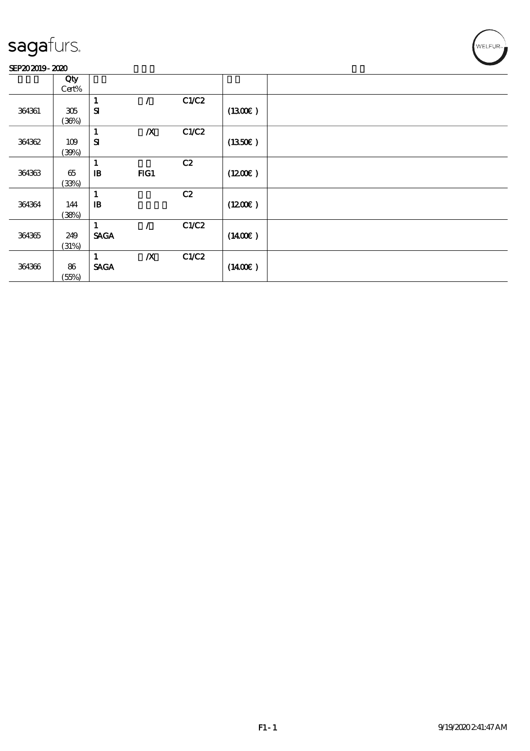sagafurs.

SEP20 2019 - 2020

| | Qty Cert% | | | | | |
|---|---|---|---|---|---|---|
| 364361 | 305 (36%) | 1 SI | / | C1/C2 | (13.00€ ) | |
| 364362 | 109 (39%) | 1 SI | /X | C1/C2 | (13.50€ ) | |
| 364363 | 65 (33%) | 1 IB | FIG1 | C2 | (12.00€ ) | |
| 364364 | 144 (38%) | 1 IB | | C2 | (12.00€ ) | |
| 364365 | 249 (31%) | 1 SAGA | / | C1/C2 | (14.00€ ) | |
| 364366 | 86 (55%) | 1 SAGA | /X | C1/C2 | (14.00€ ) | |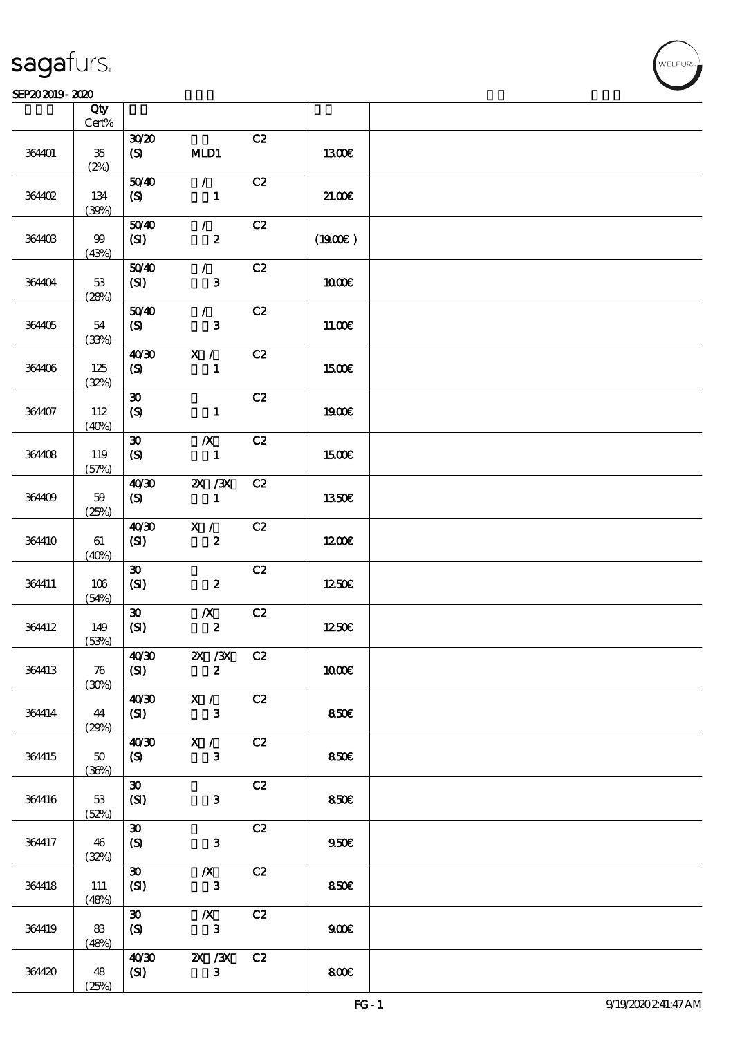| | Qty Cert% | | | | | |
|---|---|---|---|---|---|---|
| 364401 | 35 (2%) | 30/20 (S) | MLD1 | C2 | 13.00€ | |
| 364402 | 134 (39%) | 50/40 (S) | / 1 | C2 | 21.00€ | |
| 364403 | 99 (43%) | 50/40 (SI) | / 2 | C2 | (19.00€ ) | |
| 364404 | 53 (28%) | 50/40 (SI) | / 3 | C2 | 10.00€ | |
| 364405 | 54 (33%) | 50/40 (S) | / 3 | C2 | 11.00€ | |
| 364406 | 125 (32%) | 40/30 (S) | X / 1 | C2 | 15.00€ | |
| 364407 | 112 (40%) | 30 (S) | 1 | C2 | 19.00€ | |
| 364408 | 119 (57%) | 30 (S) | /X 1 | C2 | 15.00€ | |
| 364409 | 59 (25%) | 40/30 (S) | 2X /3X 1 | C2 | 13.50€ | |
| 364410 | 61 (40%) | 40/30 (SI) | X / 2 | C2 | 12.00€ | |
| 364411 | 106 (54%) | 30 (SI) | 2 | C2 | 12.50€ | |
| 364412 | 149 (53%) | 30 (SI) | /X 2 | C2 | 12.50€ | |
| 364413 | 76 (30%) | 40/30 (SI) | 2X /3X 2 | C2 | 10.00€ | |
| 364414 | 44 (29%) | 40/30 (SI) | X / 3 | C2 | 8.50€ | |
| 364415 | 50 (36%) | 40/30 (S) | X / 3 | C2 | 8.50€ | |
| 364416 | 53 (52%) | 30 (SI) | 3 | C2 | 8.50€ | |
| 364417 | 46 (32%) | 30 (S) | 3 | C2 | 9.50€ | |
| 364418 | 111 (48%) | 30 (SI) | /X 3 | C2 | 8.50€ | |
| 364419 | 83 (48%) | 30 (S) | /X 3 | C2 | 9.00€ | |
| 364420 | 48 (25%) | 40/30 (SI) | 2X /3X 3 | C2 | 8.00€ | |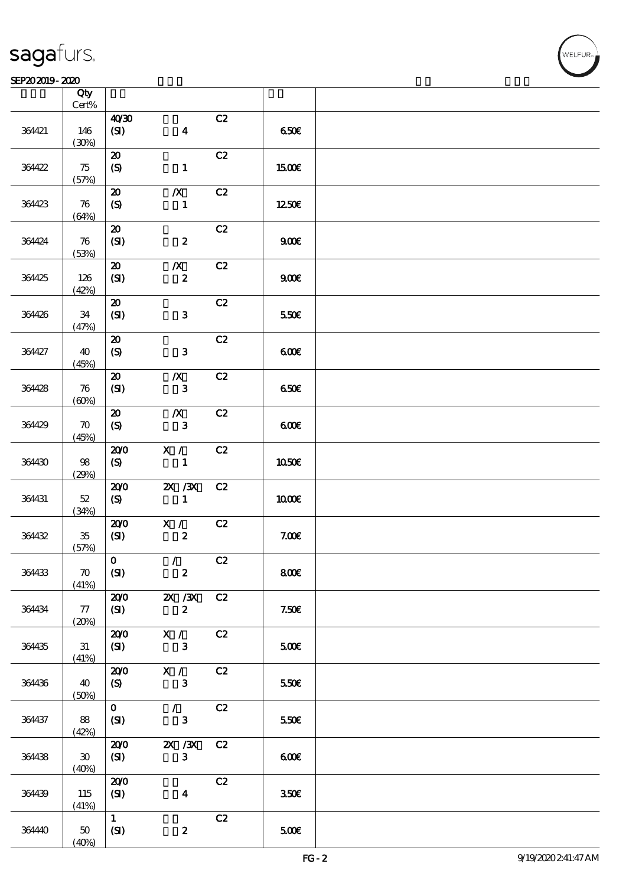| | Qty Cert% | | | | | |
|---|---|---|---|---|---|---|
| 364421 | 146 (30%) | 40/30 (SI) | 4 | C2 | 6.50€ | |
| 364422 | 75 (57%) | 20 (S) | 1 | C2 | 15.00€ | |
| 364423 | 76 (64%) | 20 (S) | /X 1 | C2 | 12.50€ | |
| 364424 | 76 (53%) | 20 (SI) | 2 | C2 | 9.00€ | |
| 364425 | 126 (42%) | 20 (SI) | /X 2 | C2 | 9.00€ | |
| 364426 | 34 (47%) | 20 (SI) | 3 | C2 | 5.50€ | |
| 364427 | 40 (45%) | 20 (S) | 3 | C2 | 6.00€ | |
| 364428 | 76 (60%) | 20 (SI) | /X 3 | C2 | 6.50€ | |
| 364429 | 70 (45%) | 20 (S) | /X 3 | C2 | 6.00€ | |
| 364430 | 98 (29%) | 20/0 (S) | X / 1 | C2 | 10.50€ | |
| 364431 | 52 (34%) | 20/0 (S) | 2X /3X 1 | C2 | 10.00€ | |
| 364432 | 35 (57%) | 20/0 (SI) | X / 2 | C2 | 7.00€ | |
| 364433 | 70 (41%) | 0 (SI) | / 2 | C2 | 8.00€ | |
| 364434 | 77 (20%) | 20/0 (SI) | 2X /3X 2 | C2 | 7.50€ | |
| 364435 | 31 (41%) | 20/0 (SI) | X / 3 | C2 | 5.00€ | |
| 364436 | 40 (50%) | 20/0 (S) | X / 3 | C2 | 5.50€ | |
| 364437 | 88 (42%) | 0 (SI) | / 3 | C2 | 5.50€ | |
| 364438 | 30 (40%) | 20/0 (SI) | 2X /3X 3 | C2 | 6.00€ | |
| 364439 | 115 (41%) | 20/0 (SI) | 4 | C2 | 3.50€ | |
| 364440 | 50 (40%) | 1 (SI) | 2 | C2 | 5.00€ | |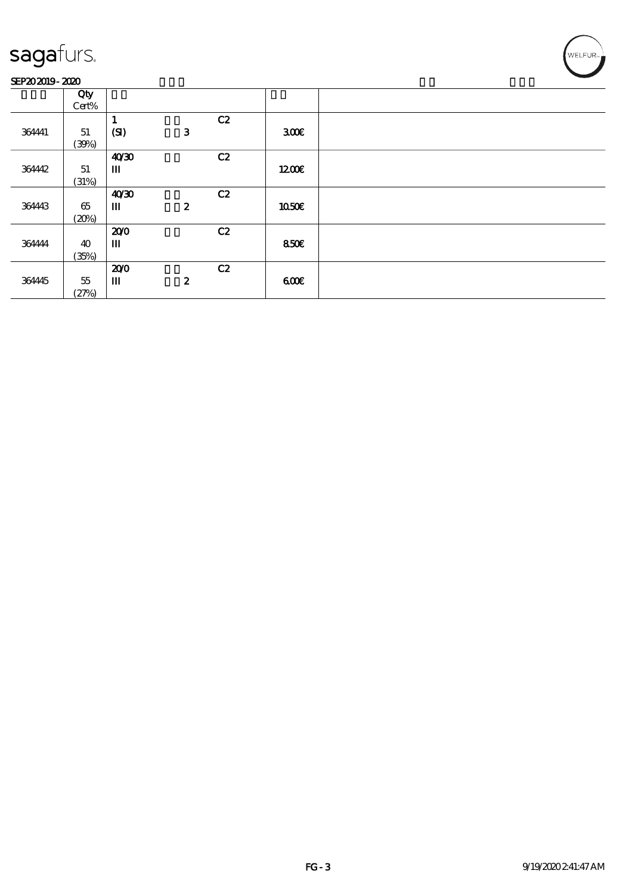SEP20 2019 - 2020

| | Qty Cert% | | | | | |
|---|---|---|---|---|---|---|
| 364441 | 51 (39%) | 1 (SI) | 3 | C2 | 300€ | |
| 364442 | 51 (31%) | 40/30 III | | C2 | 1200€ | |
| 364443 | 65 (20%) | 40/30 III | 2 | C2 | 1050€ | |
| 364444 | 40 (35%) | 20/0 III | | C2 | 850€ | |
| 364445 | 55 (27%) | 20/0 III | 2 | C2 | 600€ | |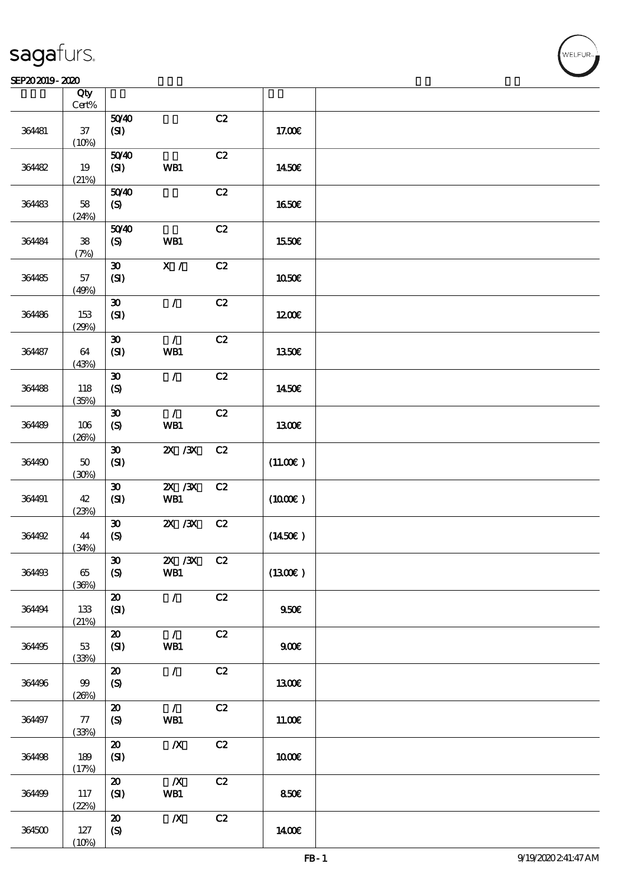| | Qty Cert% | | | | | |
|---|---|---|---|---|---|---|
| 364481 | 37 (10%) | 50/40 (SI) | | C2 | 17.00€ | |
| 364482 | 19 (21%) | 50/40 (SI) | WB1 | C2 | 14.50€ | |
| 364483 | 58 (24%) | 50/40 (S) | | C2 | 16.50€ | |
| 364484 | 38 (7%) | 50/40 (S) | WB1 | C2 | 15.50€ | |
| 364485 | 57 (49%) | 30 (SI) | X / | C2 | 10.50€ | |
| 364486 | 153 (29%) | 30 (SI) | / | C2 | 12.00€ | |
| 364487 | 64 (43%) | 30 (SI) | / WB1 | C2 | 13.50€ | |
| 364488 | 118 (35%) | 30 (S) | / | C2 | 14.50€ | |
| 364489 | 106 (26%) | 30 (S) | / WB1 | C2 | 13.00€ | |
| 364490 | 50 (30%) | 30 (SI) | 2X /3X | C2 | (11.00€ ) | |
| 364491 | 42 (23%) | 30 (SI) | 2X /3X WB1 | C2 | (10.00€ ) | |
| 364492 | 44 (34%) | 30 (S) | 2X /3X | C2 | (14.50€ ) | |
| 364493 | 65 (36%) | 30 (S) | 2X /3X WB1 | C2 | (13.00€ ) | |
| 364494 | 133 (21%) | 20 (SI) | / | C2 | 9.50€ | |
| 364495 | 53 (33%) | 20 (SI) | / WB1 | C2 | 9.00€ | |
| 364496 | 99 (26%) | 20 (S) | / | C2 | 13.00€ | |
| 364497 | 77 (33%) | 20 (S) | / WB1 | C2 | 11.00€ | |
| 364498 | 189 (17%) | 20 (SI) | /X | C2 | 10.00€ | |
| 364499 | 117 (22%) | 20 (SI) | /X WB1 | C2 | 8.50€ | |
| 364500 | 127 (10%) | 20 (S) | /X | C2 | 14.00€ | |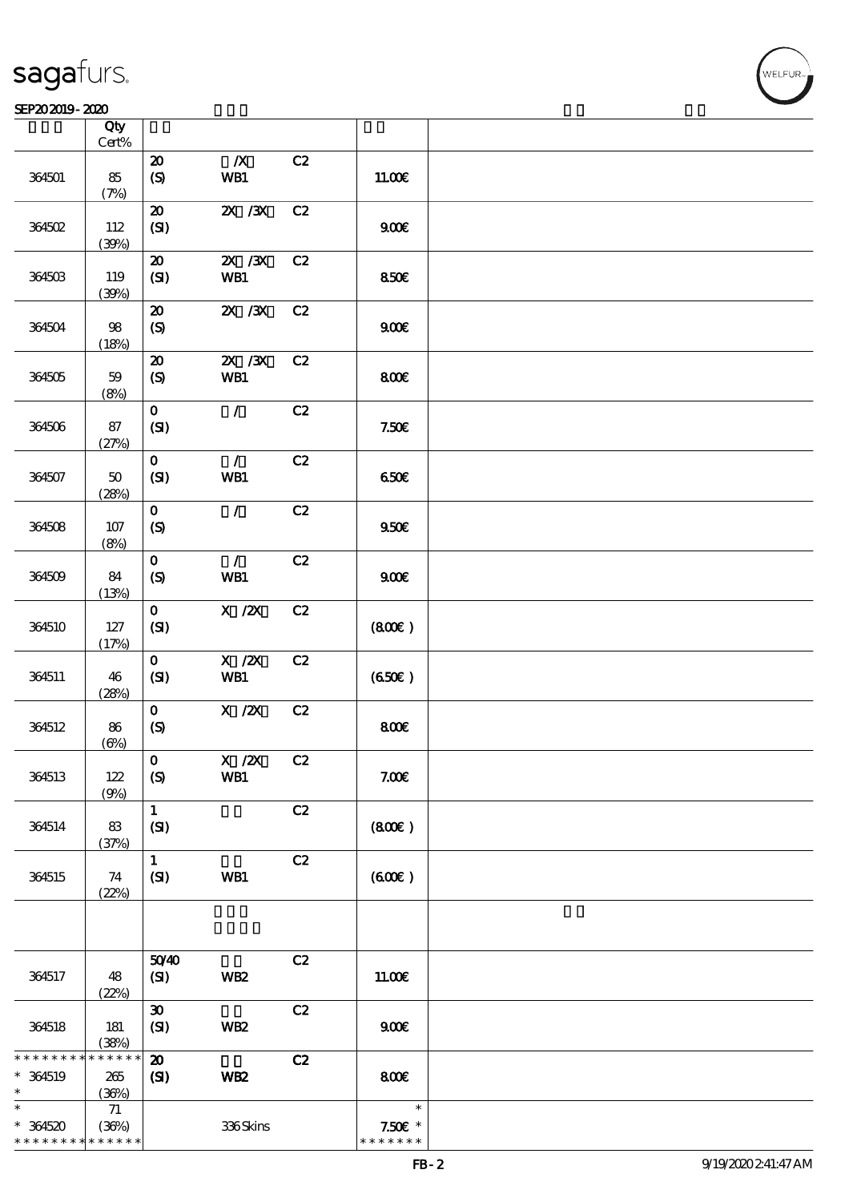| | Qty Cert% | | | | | |
|---|---|---|---|---|---|---|
| 364501 | 85 (7%) | 20 (S) | /X WB1 | C2 | 11.00€ | |
| 364502 | 112 (39%) | 20 (SI) | 2X /3X | C2 | 9.00€ | |
| 364503 | 119 (39%) | 20 (SI) | 2X /3X WB1 | C2 | 8.50€ | |
| 364504 | 98 (18%) | 20 (S) | 2X /3X | C2 | 9.00€ | |
| 364505 | 59 (8%) | 20 (S) | 2X /3X WB1 | C2 | 8.00€ | |
| 364506 | 87 (27%) | 0 (SI) | / | C2 | 7.50€ | |
| 364507 | 50 (28%) | 0 (SI) | / WB1 | C2 | 6.50€ | |
| 364508 | 107 (8%) | 0 (S) | / | C2 | 9.50€ | |
| 364509 | 84 (13%) | 0 (S) | / WB1 | C2 | 9.00€ | |
| 364510 | 127 (17%) | 0 (SI) | X /2X | C2 | (8.00€ ) | |
| 364511 | 46 (28%) | 0 (SI) | X /2X WB1 | C2 | (6.50€ ) | |
| 364512 | 86 (6%) | 0 (S) | X /2X | C2 | 8.00€ | |
| 364513 | 122 (9%) | 0 (S) | X /2X WB1 | C2 | 7.00€ | |
| 364514 | 83 (37%) | 1 (SI) | | C2 | (8.00€ ) | |
| 364515 | 74 (22%) | 1 (SI) | WB1 | C2 | (6.00€ ) | |
| | | | | | | |
| 364517 | 48 (22%) | 50/40 (SI) | WB2 | C2 | 11.00€ | |
| 364518 | 181 (38%) | 30 (SI) | WB2 | C2 | 9.00€ | |
| * * * * * * * * * * * * * * * 364519 * | 265 (36%) | 20 (SI) | WB2 | C2 | 8.00€ | |
| * * 364520 * * * * * * * * * * * * * * | 71 (36%) | | 336 Skins | | * 7.50€ * * * * * * * * | |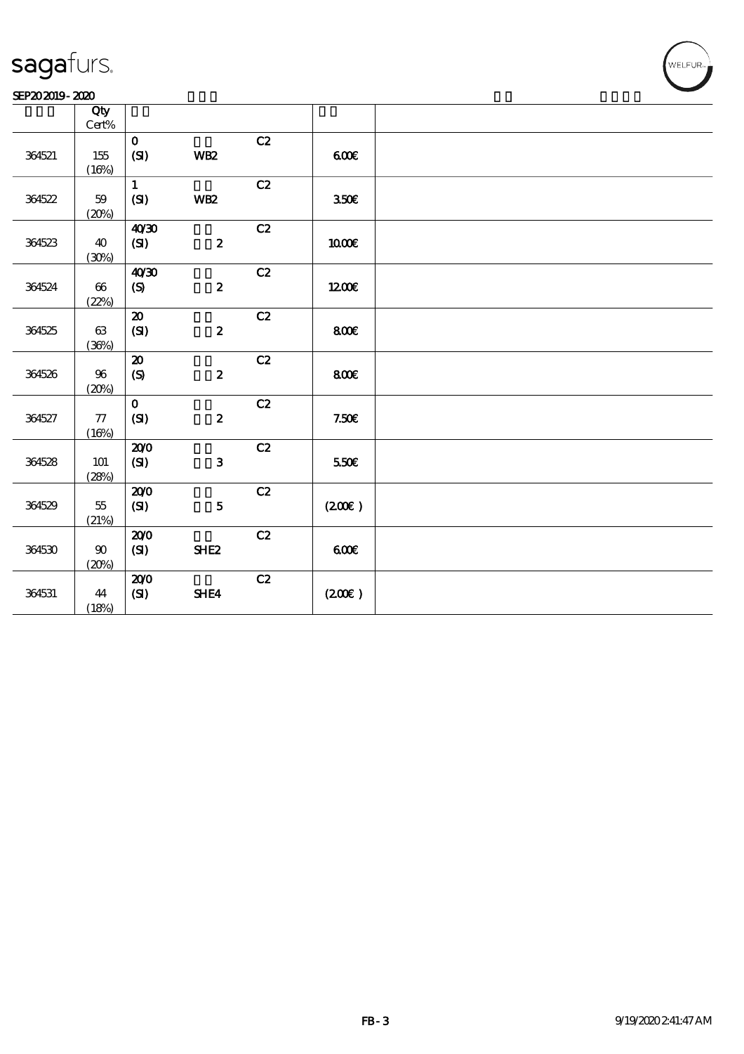SEP20 2019 - 2020

|  | Qty<br>Cert% |  |  |  |  |  |
|---|---|---|---|---|---|---|
| 364521 | 155<br>(16%) | 0<br>(SI) | WB2 | C2 | 6.00€ |  |
| 364522 | 59<br>(20%) | 1<br>(SI) | WB2 | C2 | 3.50€ |  |
| 364523 | 40<br>(30%) | 40/30<br>(SI) | 2 | C2 | 10.00€ |  |
| 364524 | 66<br>(22%) | 40/30<br>(S) | 2 | C2 | 12.00€ |  |
| 364525 | 63<br>(36%) | 20<br>(SI) | 2 | C2 | 8.00€ |  |
| 364526 | 96<br>(20%) | 20<br>(S) | 2 | C2 | 8.00€ |  |
| 364527 | 77<br>(16%) | 0<br>(SI) | 2 | C2 | 7.50€ |  |
| 364528 | 101<br>(28%) | 20/0<br>(SI) | 3 | C2 | 5.50€ |  |
| 364529 | 55<br>(21%) | 20/0<br>(SI) | 5 | C2 | (2.00€ ) |  |
| 364530 | 90<br>(20%) | 20/0<br>(SI) | SHE2 | C2 | 6.00€ |  |
| 364531 | 44<br>(18%) | 20/0<br>(SI) | SHE4 | C2 | (2.00€ ) |  |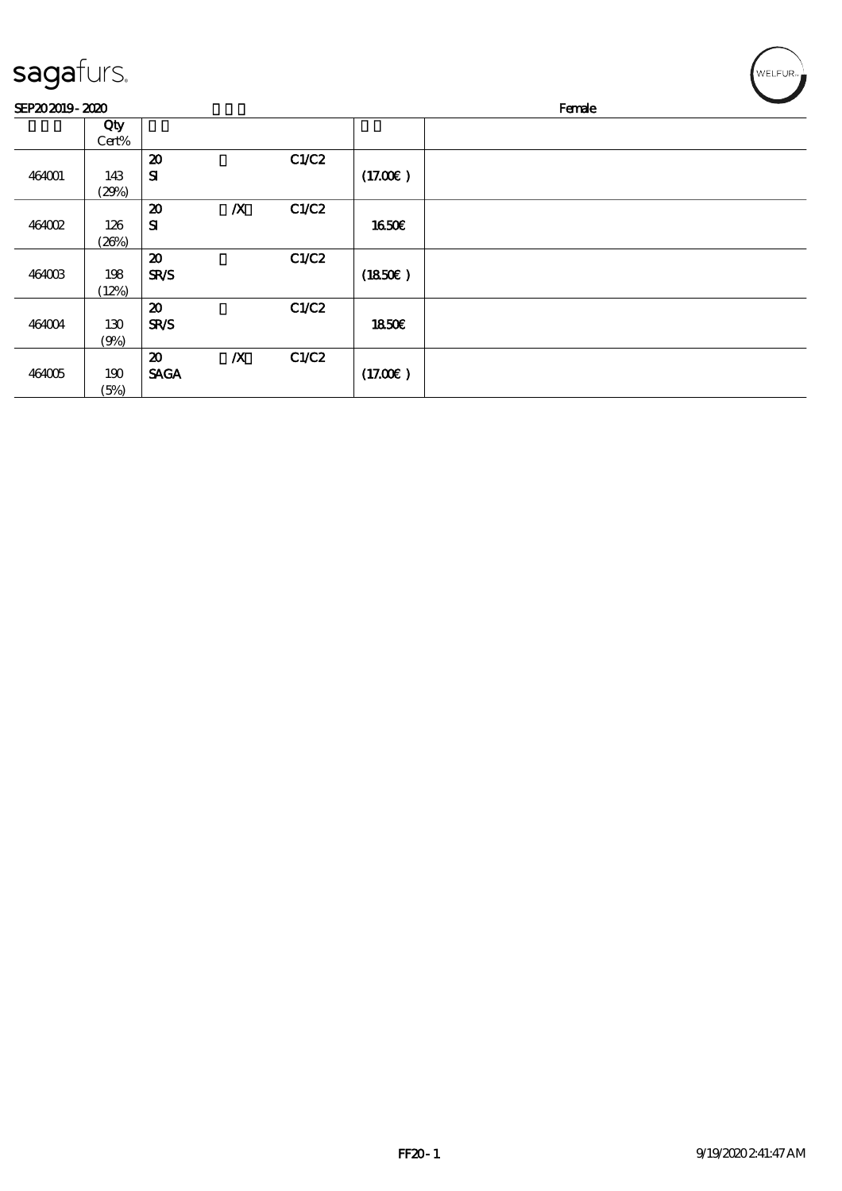sagafurs.

WELFUR

SEP20 2019 - 2020 Female

| | Qty Cert% | | | | | |
|---|---|---|---|---|---|---|
| 464001 | 143 (29%) | 20 SI | | C1/C2 | (17.00€ ) | |
| 464002 | 126 (26%) | 20 SI | /X | C1/C2 | 16.50€ | |
| 464003 | 198 (12%) | 20 SR/S | | C1/C2 | (18.50€ ) | |
| 464004 | 130 (9%) | 20 SR/S | | C1/C2 | 18.50€ | |
| 464005 | 190 (5%) | 20 SAGA | /X | C1/C2 | (17.00€ ) | |

FF20 - 1 9/19/2020 2:41:47 AM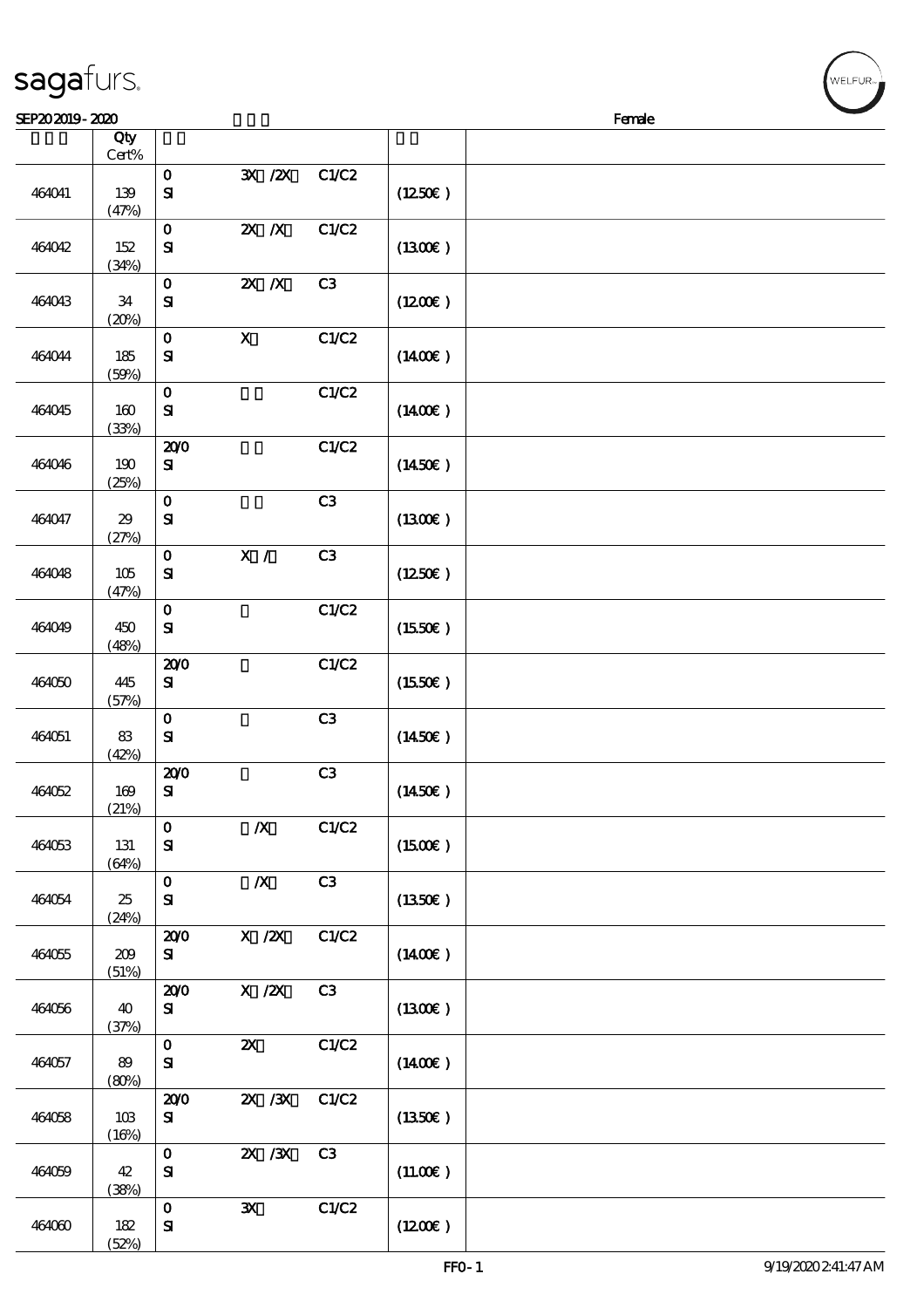| | Qty Cert% | | | | | |
|---|---|---|---|---|---|---|
| 464041 | 139 (47%) | 0 SI | 3X /2X | C1/C2 | (12.50€) | |
| 464042 | 152 (34%) | 0 SI | 2X /X | C1/C2 | (13.00€) | |
| 464043 | 34 (20%) | 0 SI | 2X /X | C3 | (12.00€) | |
| 464044 | 185 (59%) | 0 SI | X | C1/C2 | (14.00€) | |
| 464045 | 160 (33%) | 0 SI | | C1/C2 | (14.00€) | |
| 464046 | 190 (25%) | 20/0 SI | | C1/C2 | (14.50€) | |
| 464047 | 29 (27%) | 0 SI | | C3 | (13.00€) | |
| 464048 | 105 (47%) | 0 SI | X / | C3 | (12.50€) | |
| 464049 | 450 (48%) | 0 SI | | C1/C2 | (15.50€) | |
| 464050 | 445 (57%) | 20/0 SI | | C1/C2 | (15.50€) | |
| 464051 | 83 (42%) | 0 SI | | C3 | (14.50€) | |
| 464052 | 169 (21%) | 20/0 SI | | C3 | (14.50€) | |
| 464053 | 131 (64%) | 0 SI | /X | C1/C2 | (15.00€) | |
| 464054 | 25 (24%) | 0 SI | /X | C3 | (13.50€) | |
| 464055 | 209 (51%) | 20/0 SI | X /2X | C1/C2 | (14.00€) | |
| 464056 | 40 (37%) | 20/0 SI | X /2X | C3 | (13.00€) | |
| 464057 | 89 (80%) | 0 SI | 2X | C1/C2 | (14.00€) | |
| 464058 | 103 (16%) | 20/0 SI | 2X /3X | C1/C2 | (13.50€) | |
| 464059 | 42 (38%) | 0 SI | 2X /3X | C3 | (11.00€) | |
| 464060 | 182 (52%) | 0 SI | 3X | C1/C2 | (12.00€) | |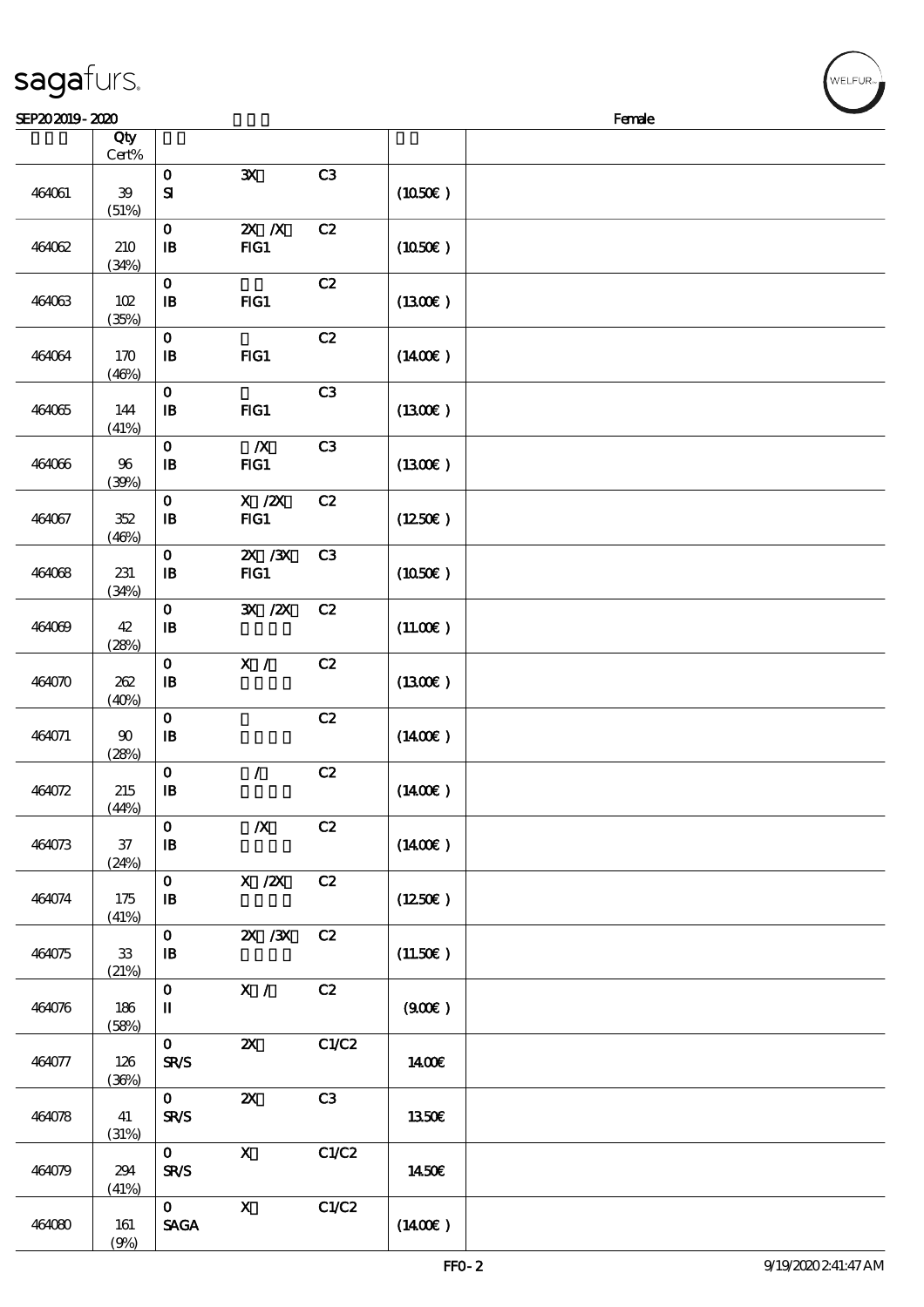sagafurs.

SEP20 2019 - 2020 Female

| | Qty Cert% | | | | | |
|---|---|---|---|---|---|---|
| 464061 | 39 (51%) | 0 SI | 3X | C3 | (10.50€ ) | |
| 464062 | 210 (34%) | 0 IB | 2X /X FIG1 | C2 | (10.50€ ) | |
| 464063 | 102 (35%) | 0 IB | FIG1 | C2 | (13.00€ ) | |
| 464064 | 170 (46%) | 0 IB | FIG1 | C2 | (14.00€ ) | |
| 464065 | 144 (41%) | 0 IB | FIG1 | C3 | (13.00€ ) | |
| 464066 | 96 (39%) | 0 IB | /X FIG1 | C3 | (13.00€ ) | |
| 464067 | 352 (46%) | 0 IB | X /2X FIG1 | C2 | (12.50€ ) | |
| 464068 | 231 (34%) | 0 IB | 2X /3X FIG1 | C3 | (10.50€ ) | |
| 464069 | 42 (28%) | 0 IB | 3X /2X | C2 | (11.00€ ) | |
| 464070 | 262 (40%) | 0 IB | X / | C2 | (13.00€ ) | |
| 464071 | 90 (28%) | 0 IB | | C2 | (14.00€ ) | |
| 464072 | 215 (44%) | 0 IB | / | C2 | (14.00€ ) | |
| 464073 | 37 (24%) | 0 IB | /X | C2 | (14.00€ ) | |
| 464074 | 175 (41%) | 0 IB | X /2X | C2 | (12.50€ ) | |
| 464075 | 33 (21%) | 0 IB | 2X /3X | C2 | (11.50€ ) | |
| 464076 | 186 (58%) | 0 II | X / | C2 | (9.00€ ) | |
| 464077 | 126 (36%) | 0 SR/S | 2X | C1/C2 | 14.00€ | |
| 464078 | 41 (31%) | 0 SR/S | 2X | C3 | 13.50€ | |
| 464079 | 294 (41%) | 0 SR/S | X | C1/C2 | 14.50€ | |
| 464080 | 161 (9%) | 0 SAGA | X | C1/C2 | (14.00€ ) | |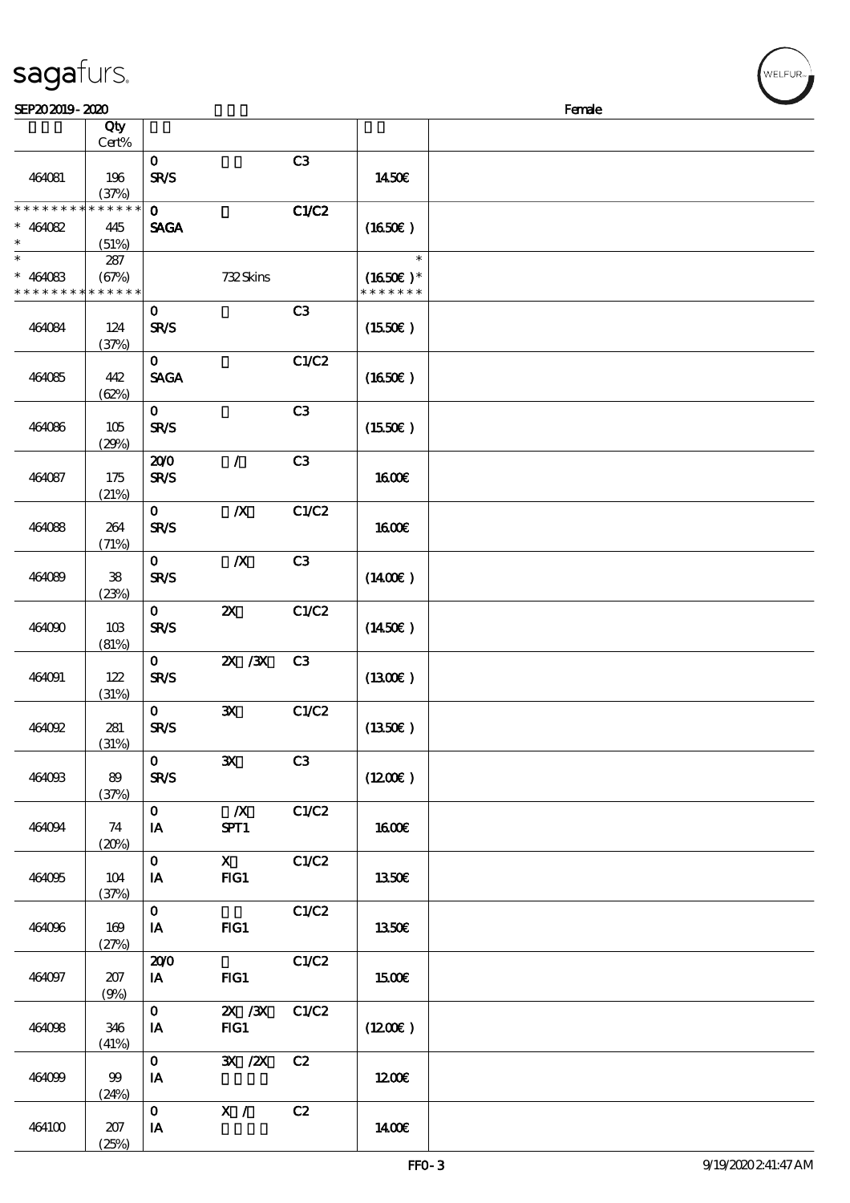sagafurs.

SEP20 2019 - 2020 Female

| | Qty Cert% | | | | | |
|---|---|---|---|---|---|---|
| 464081 | 196 (37%) | 0 SR/S | | C3 | 14.50€ | |
| * * * * * * * * * * * * * * * 464082 * | 445 (51%) | 0 SAGA | | C1/C2 | (16.50€ ) | |
| * * 464083 * * * * * * * * * * * * * * | 287 (67%) | | 732 Skins | | * (16.50€ )* * * * * * * * | |
| 464084 | 124 (37%) | 0 SR/S | | C3 | (15.50€ ) | |
| 464085 | 442 (62%) | 0 SAGA | | C1/C2 | (16.50€ ) | |
| 464086 | 105 (29%) | 0 SR/S | | C3 | (15.50€ ) | |
| 464087 | 175 (21%) | 20/0 SR/S | / | C3 | 16.00€ | |
| 464088 | 264 (71%) | 0 SR/S | /X | C1/C2 | 16.00€ | |
| 464089 | 38 (23%) | 0 SR/S | /X | C3 | (14.00€ ) | |
| 464090 | 103 (81%) | 0 SR/S | 2X | C1/C2 | (14.50€ ) | |
| 464091 | 122 (31%) | 0 SR/S | 2X /3X | C3 | (13.00€ ) | |
| 464092 | 281 (31%) | 0 SR/S | 3X | C1/C2 | (13.50€ ) | |
| 464093 | 89 (37%) | 0 SR/S | 3X | C3 | (12.00€ ) | |
| 464094 | 74 (20%) | 0 IA | /X SPT1 | C1/C2 | 16.00€ | |
| 464095 | 104 (37%) | 0 IA | X FIG1 | C1/C2 | 13.50€ | |
| 464096 | 169 (27%) | 0 IA | FIG1 | C1/C2 | 13.50€ | |
| 464097 | 207 (9%) | 20/0 IA | FIG1 | C1/C2 | 15.00€ | |
| 464098 | 346 (41%) | 0 IA | 2X /3X FIG1 | C1/C2 | (12.00€ ) | |
| 464099 | 99 (24%) | 0 IA | 3X /2X | C2 | 12.00€ | |
| 464100 | 207 (25%) | 0 IA | X / | C2 | 14.00€ | |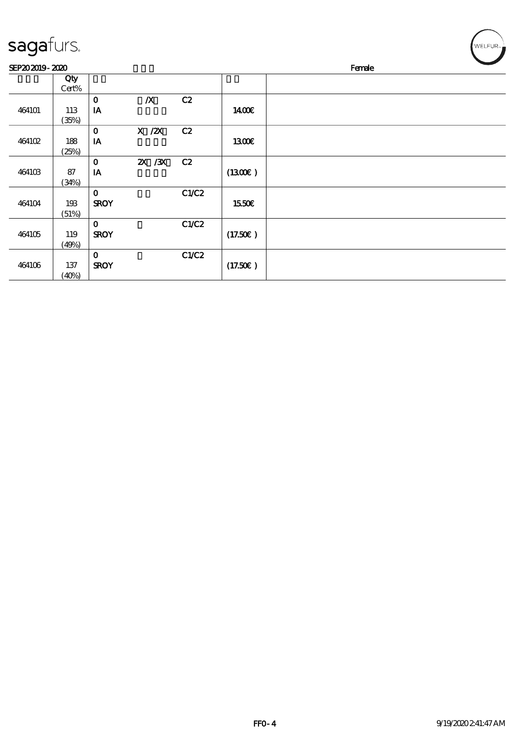SEP20 2019 - 2020 Female

| | Qty Cert% | | | | | |
|---|---|---|---|---|---|---|
| 464101 | 113 (35%) | 0 IA | /X | C2 | 14.00€ | |
| 464102 | 188 (25%) | 0 IA | X /2X | C2 | 13.00€ | |
| 464103 | 87 (34%) | 0 IA | 2X /3X | C2 | (13.00€ ) | |
| 464104 | 193 (51%) | 0 SROY | | C1/C2 | 15.50€ | |
| 464105 | 119 (49%) | 0 SROY | | C1/C2 | (17.50€ ) | |
| 464106 | 137 (40%) | 0 SROY | | C1/C2 | (17.50€ ) | |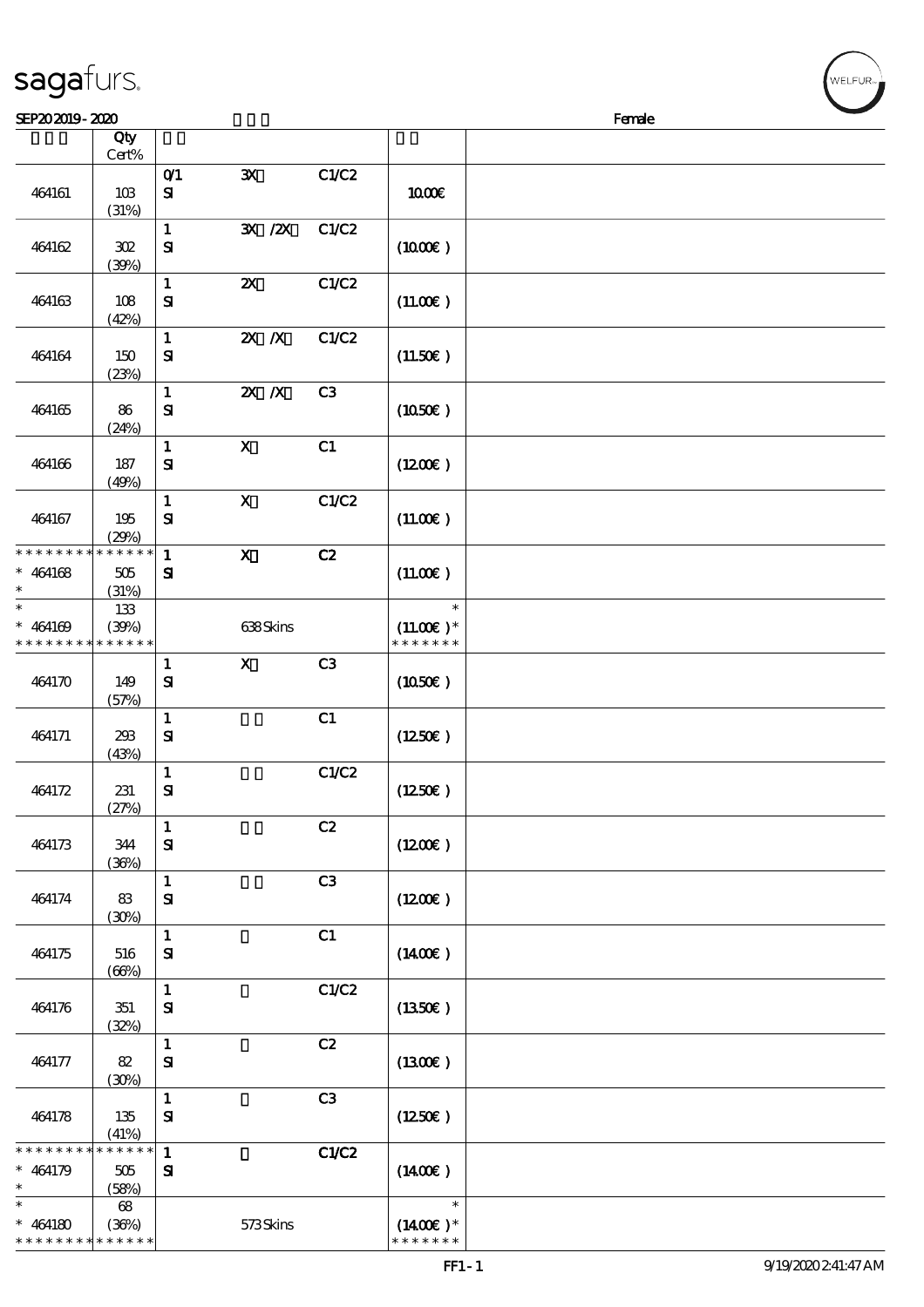SEP20 2019 - 2020 Female

| | Qty Cert% | | | | | |
|---|---|---|---|---|---|---|
| 464161 | 103 (31%) | 0/1 SI | 3X | C1/C2 | 10.00€ | |
| 464162 | 302 (39%) | 1 SI | 3X /2X | C1/C2 | (10.00€ ) | |
| 464163 | 108 (42%) | 1 SI | 2X | C1/C2 | (11.00€ ) | |
| 464164 | 150 (23%) | 1 SI | 2X /X | C1/C2 | (11.50€ ) | |
| 464165 | 86 (24%) | 1 SI | 2X /X | C3 | (10.50€ ) | |
| 464166 | 187 (49%) | 1 SI | X | C1 | (12.00€ ) | |
| 464167 | 195 (29%) | 1 SI | X | C1/C2 | (11.00€ ) | |
| * * * * * * * * * * * * * * * 464168 * | 505 (31%) | 1 SI | X | C2 | (11.00€ ) | |
| * * 464169 * * * * * * * * * * * * * * | 133 (39%) | | 638 Skins | | * (11.00€ )* * * * * * * * | |
| 464170 | 149 (57%) | 1 SI | X | C3 | (10.50€ ) | |
| 464171 | 293 (43%) | 1 SI | | C1 | (12.50€ ) | |
| 464172 | 231 (27%) | 1 SI | | C1/C2 | (12.50€ ) | |
| 464173 | 344 (36%) | 1 SI | | C2 | (12.00€ ) | |
| 464174 | 83 (30%) | 1 SI | | C3 | (12.00€ ) | |
| 464175 | 516 (66%) | 1 SI | | C1 | (14.00€ ) | |
| 464176 | 351 (32%) | 1 SI | | C1/C2 | (13.50€ ) | |
| 464177 | 82 (30%) | 1 SI | | C2 | (13.00€ ) | |
| 464178 | 135 (41%) | 1 SI | | C3 | (12.50€ ) | |
| * * * * * * * * * * * * * * * 464179 * | 505 (58%) | 1 SI | | C1/C2 | (14.00€ ) | |
| * * 464180 * * * * * * * * * * * * * * | 68 (36%) | | 573 Skins | | * (14.00€ )* * * * * * * * | |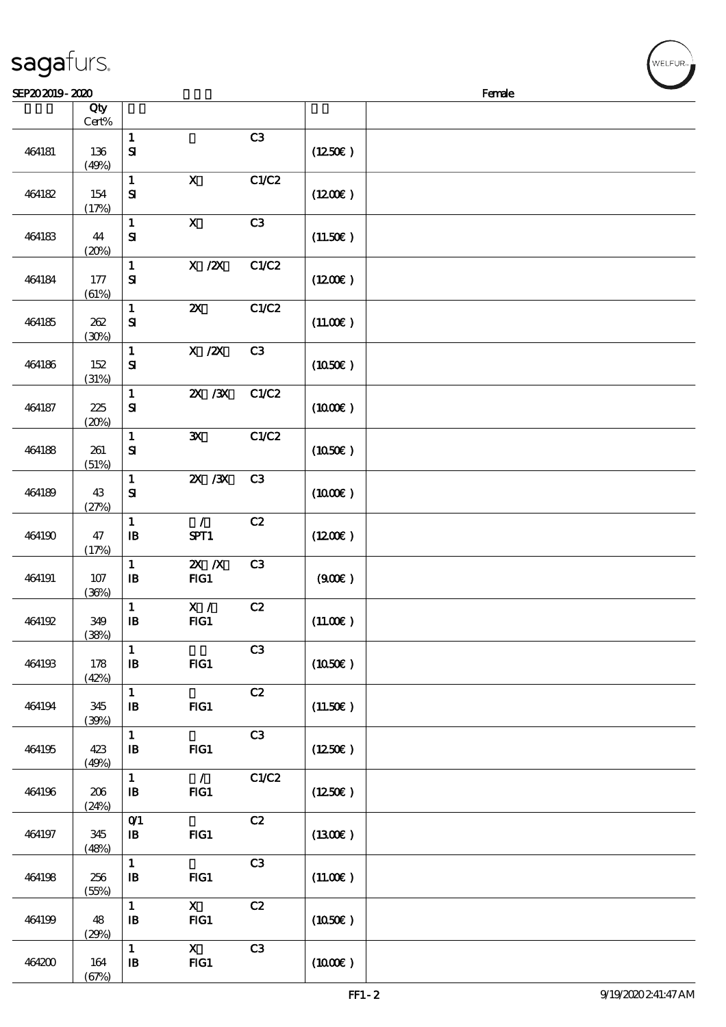SEP20 2019 - 2020 Female

| | Qty Cert% | | | | | |
|---|---|---|---|---|---|---|
| 464181 | 136 (49%) | 1 SI | | C3 | (12.50€) | |
| 464182 | 154 (17%) | 1 SI | X | C1/C2 | (12.00€) | |
| 464183 | 44 (20%) | 1 SI | X | C3 | (11.50€) | |
| 464184 | 177 (61%) | 1 SI | X /2X | C1/C2 | (12.00€) | |
| 464185 | 262 (30%) | 1 SI | 2X | C1/C2 | (11.00€) | |
| 464186 | 152 (31%) | 1 SI | X /2X | C3 | (10.50€) | |
| 464187 | 225 (20%) | 1 SI | 2X /3X | C1/C2 | (10.00€) | |
| 464188 | 261 (51%) | 1 SI | 3X | C1/C2 | (10.50€) | |
| 464189 | 43 (27%) | 1 SI | 2X /3X | C3 | (10.00€) | |
| 464190 | 47 (17%) | 1 IB | / SPT1 | C2 | (12.00€) | |
| 464191 | 107 (36%) | 1 IB | 2X /X FIG1 | C3 | (9.00€) | |
| 464192 | 349 (38%) | 1 IB | X / FIG1 | C2 | (11.00€) | |
| 464193 | 178 (42%) | 1 IB | FIG1 | C3 | (10.50€) | |
| 464194 | 345 (39%) | 1 IB | FIG1 | C2 | (11.50€) | |
| 464195 | 423 (49%) | 1 IB | FIG1 | C3 | (12.50€) | |
| 464196 | 206 (24%) | 1 IB | / FIG1 | C1/C2 | (12.50€) | |
| 464197 | 345 (48%) | 0/1 IB | FIG1 | C2 | (13.00€) | |
| 464198 | 256 (55%) | 1 IB | FIG1 | C3 | (11.00€) | |
| 464199 | 48 (29%) | 1 IB | X FIG1 | C2 | (10.50€) | |
| 464200 | 164 (67%) | 1 IB | X FIG1 | C3 | (10.00€) | |

FF1-2 9/19/2020 2:41:47 AM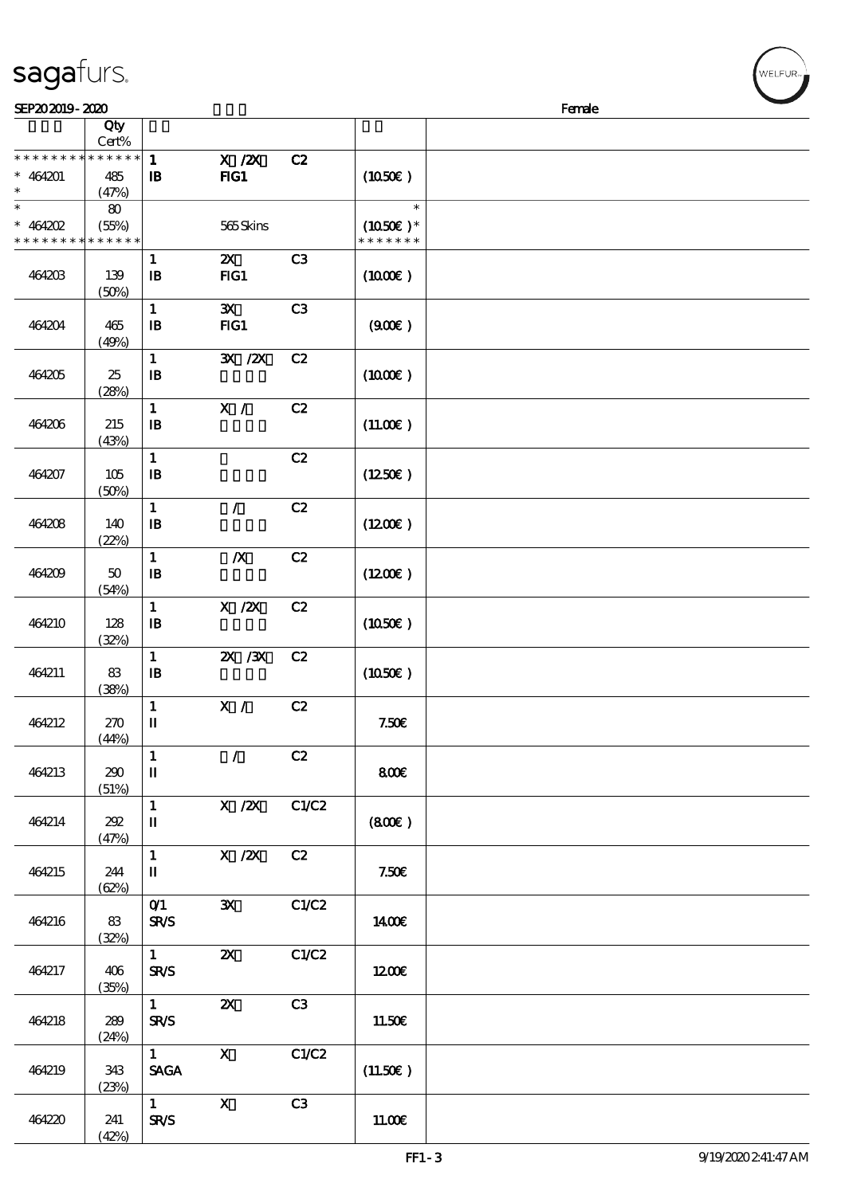SEP20 2019 - 2020 Female

| | Qty Cert% | | | | | |
|---|---|---|---|---|---|---|
| * * * * * * * * * * * * * * | | 1 | X /2X | C2 | | |
| * 464201 | 485 | IB | FIG1 | | (10.50€ ) | |
| * | (47%) | | | | | |
| * | 80 | | | | * | |
| * 464202 | (55%) | | 565 Skins | | (10.50€ )* | |
| * * * * * * * * * * * * * * | | | | | * * * * * * * | |
| | | 1 | 2X | C3 | | |
| 464203 | 139 (50%) | IB | FIG1 | | (10.00€ ) | |
| | | 1 | 3X | C3 | | |
| 464204 | 465 (49%) | IB | FIG1 | | (9.00€ ) | |
| | | 1 | 3X /2X | C2 | | |
| 464205 | 25 (28%) | IB | | | (10.00€ ) | |
| | | 1 | X / | C2 | | |
| 464206 | 215 (43%) | IB | | | (11.00€ ) | |
| | | 1 | | C2 | | |
| 464207 | 105 (50%) | IB | | | (12.50€ ) | |
| | | 1 | / | C2 | | |
| 464208 | 140 (22%) | IB | | | (12.00€ ) | |
| | | 1 | /X | C2 | | |
| 464209 | 50 (54%) | IB | | | (12.00€ ) | |
| | | 1 | X /2X | C2 | | |
| 464210 | 128 (32%) | IB | | | (10.50€ ) | |
| | | 1 | 2X /3X | C2 | | |
| 464211 | 83 (38%) | IB | | | (10.50€ ) | |
| | | 1 | X / | C2 | | |
| 464212 | 270 (44%) | II | | | 7.50€ | |
| | | 1 | / | C2 | | |
| 464213 | 290 (51%) | II | | | 8.00€ | |
| | | 1 | X /2X | C1/C2 | | |
| 464214 | 292 (47%) | II | | | (8.00€ ) | |
| | | 1 | X /2X | C2 | | |
| 464215 | 244 (62%) | II | | | 7.50€ | |
| | | 0/1 | 3X | C1/C2 | | |
| 464216 | 83 (32%) | SR/S | | | 14.00€ | |
| | | 1 | 2X | C1/C2 | | |
| 464217 | 406 (35%) | SR/S | | | 12.00€ | |
| | | 1 | 2X | C3 | | |
| 464218 | 289 (24%) | SR/S | | | 11.50€ | |
| | | 1 | X | C1/C2 | | |
| 464219 | 343 (23%) | SAGA | | | (11.50€ ) | |
| | | 1 | X | C3 | | |
| 464220 | 241 (42%) | SR/S | | | 11.00€ | |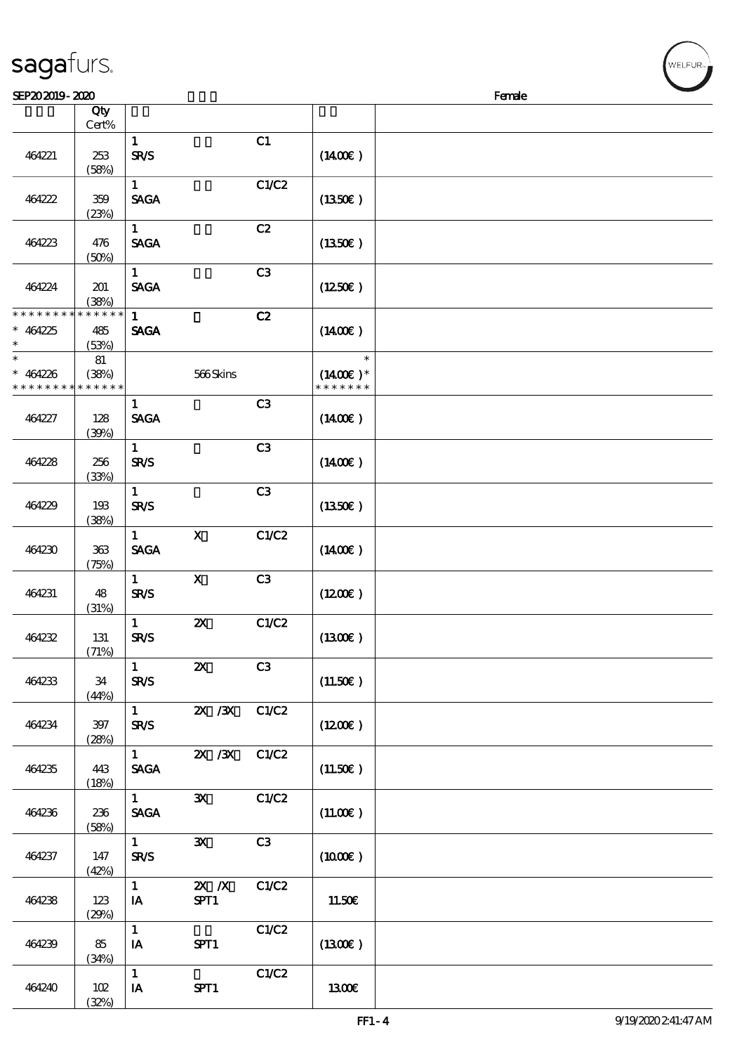| | Qty Cert% | | | | | |
|---|---|---|---|---|---|---|
| 464221 | 253 (58%) | 1 SR/S | | C1 | (14.00€) | |
| 464222 | 359 (23%) | 1 SAGA | | C1/C2 | (13.50€) | |
| 464223 | 476 (50%) | 1 SAGA | | C2 | (13.50€) | |
| 464224 | 201 (38%) | 1 SAGA | | C3 | (12.50€) | |
| * * * * * * * * * * * * * * 464225 * | 485 (53%) | 1 SAGA | | C2 | (14.00€) | |
| * * 464226 * * * * * * * * * * * * * * | 81 (38%) | | 566 Skins | | * (14.00€) * * * * * * * * | |
| 464227 | 128 (39%) | 1 SAGA | | C3 | (14.00€) | |
| 464228 | 256 (33%) | 1 SR/S | | C3 | (14.00€) | |
| 464229 | 193 (38%) | 1 SR/S | | C3 | (13.50€) | |
| 464230 | 363 (75%) | 1 SAGA | X | C1/C2 | (14.00€) | |
| 464231 | 48 (31%) | 1 SR/S | X | C3 | (12.00€) | |
| 464232 | 131 (71%) | 1 SR/S | 2X | C1/C2 | (13.00€) | |
| 464233 | 34 (44%) | 1 SR/S | 2X | C3 | (11.50€) | |
| 464234 | 397 (28%) | 1 SR/S | 2X /3X | C1/C2 | (12.00€) | |
| 464235 | 443 (18%) | 1 SAGA | 2X /3X | C1/C2 | (11.50€) | |
| 464236 | 236 (58%) | 1 SAGA | 3X | C1/C2 | (11.00€) | |
| 464237 | 147 (42%) | 1 SR/S | 3X | C3 | (10.00€) | |
| 464238 | 123 (29%) | 1 IA | 2X /X SPT1 | C1/C2 | 11.50€ | |
| 464239 | 85 (34%) | 1 IA | SPT1 | C1/C2 | (13.00€) | |
| 464240 | 102 (32%) | 1 IA | SPT1 | C1/C2 | 13.00€ | |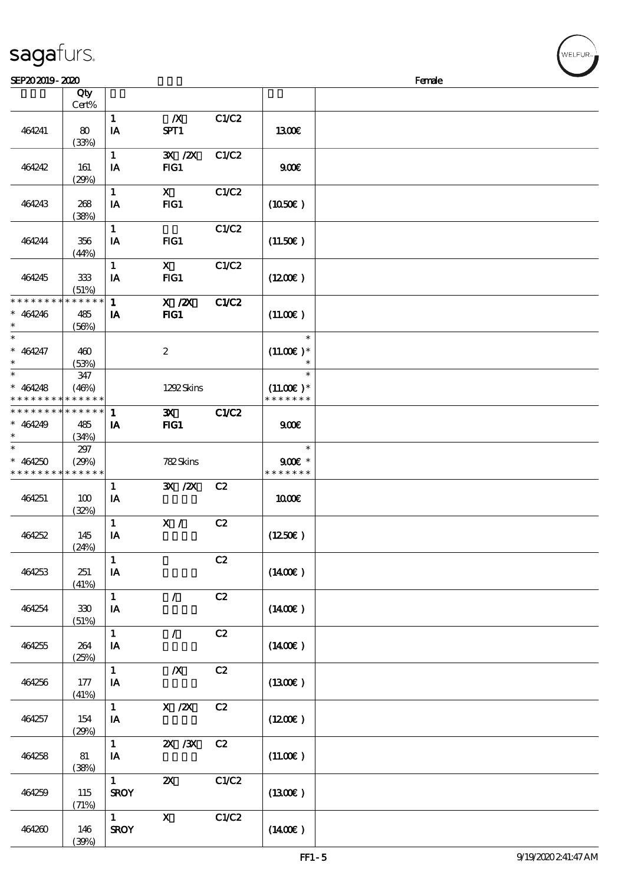| | Qty Cert% | | | | | |
|---|---|---|---|---|---|---|
| 464241 | 80 (33%) | 1 IA | /X SPT1 | C1/C2 | 13.00€ | |
| 464242 | 161 (29%) | 1 IA | 3X /2X FIG1 | C1/C2 | 9.00€ | |
| 464243 | 268 (38%) | 1 IA | X FIG1 | C1/C2 | (10.50€ ) | |
| 464244 | 356 (44%) | 1 IA | FIG1 | C1/C2 | (11.50€ ) | |
| 464245 | 333 (51%) | 1 IA | X FIG1 | C1/C2 | (12.00€ ) | |
| * * * * * * * * * * * * * * 464246 * | 485 (56%) | 1 IA | X /2X FIG1 | C1/C2 | (11.00€ ) | |
| * * 464247 * | 460 (53%) | | 2 | | * (11.00€ )* * | |
| * * 464248 * * * * * * * * * * * * * * | 347 (46%) | | 1292 Skins | | * (11.00€ )* * * * * * * * | |
| * * * * * * * * * * * * * * 464249 * | 485 (34%) | 1 IA | 3X FIG1 | C1/C2 | 9.00€ | |
| * * 464250 * * * * * * * * * * * * * * | 297 (29%) | | 782 Skins | | * 9.00€ * * * * * * * * | |
| 464251 | 100 (32%) | 1 IA | 3X /2X | C2 | 10.00€ | |
| 464252 | 145 (24%) | 1 IA | X / | C2 | (12.50€ ) | |
| 464253 | 251 (41%) | 1 IA | | C2 | (14.00€ ) | |
| 464254 | 330 (51%) | 1 IA | / | C2 | (14.00€ ) | |
| 464255 | 264 (25%) | 1 IA | / | C2 | (14.00€ ) | |
| 464256 | 177 (41%) | 1 IA | /X | C2 | (13.00€ ) | |
| 464257 | 154 (29%) | 1 IA | X /2X | C2 | (12.00€ ) | |
| 464258 | 81 (38%) | 1 IA | 2X /3X | C2 | (11.00€ ) | |
| 464259 | 115 (71%) | 1 SROY | 2X | C1/C2 | (13.00€ ) | |
| 464260 | 146 (39%) | 1 SROY | X | C1/C2 | (14.00€ ) | |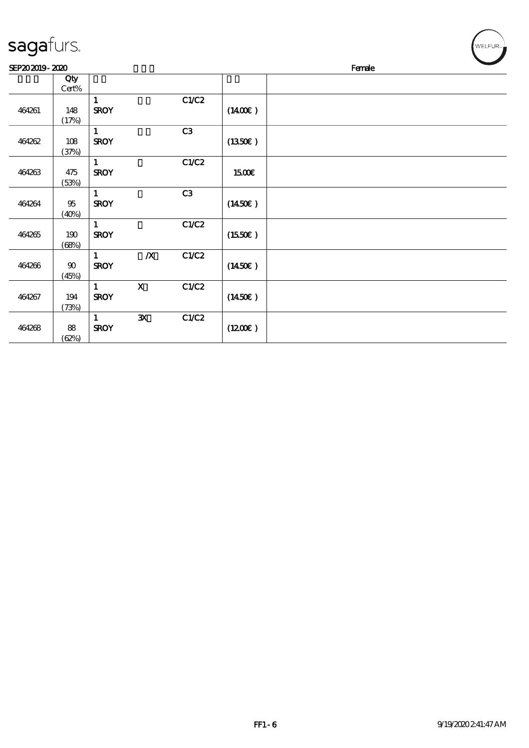sagafurs.

SEP20 2019 - 2020 Female

| | Qty Cert% | | | | | |
|---|---|---|---|---|---|---|
| 464261 | 148 (17%) | 1 SROY | | C1/C2 | (14.00€ ) | |
| 464262 | 108 (37%) | 1 SROY | | C3 | (13.50€ ) | |
| 464263 | 475 (53%) | 1 SROY | | C1/C2 | 15.00€ | |
| 464264 | 95 (40%) | 1 SROY | | C3 | (14.50€ ) | |
| 464265 | 190 (68%) | 1 SROY | | C1/C2 | (15.50€ ) | |
| 464266 | 90 (45%) | 1 SROY | /X | C1/C2 | (14.50€ ) | |
| 464267 | 194 (73%) | 1 SROY | X | C1/C2 | (14.50€ ) | |
| 464268 | 88 (62%) | 1 SROY | 3X | C1/C2 | (12.00€ ) | |

FF1 - 6 9/19/2020 2:41:47 AM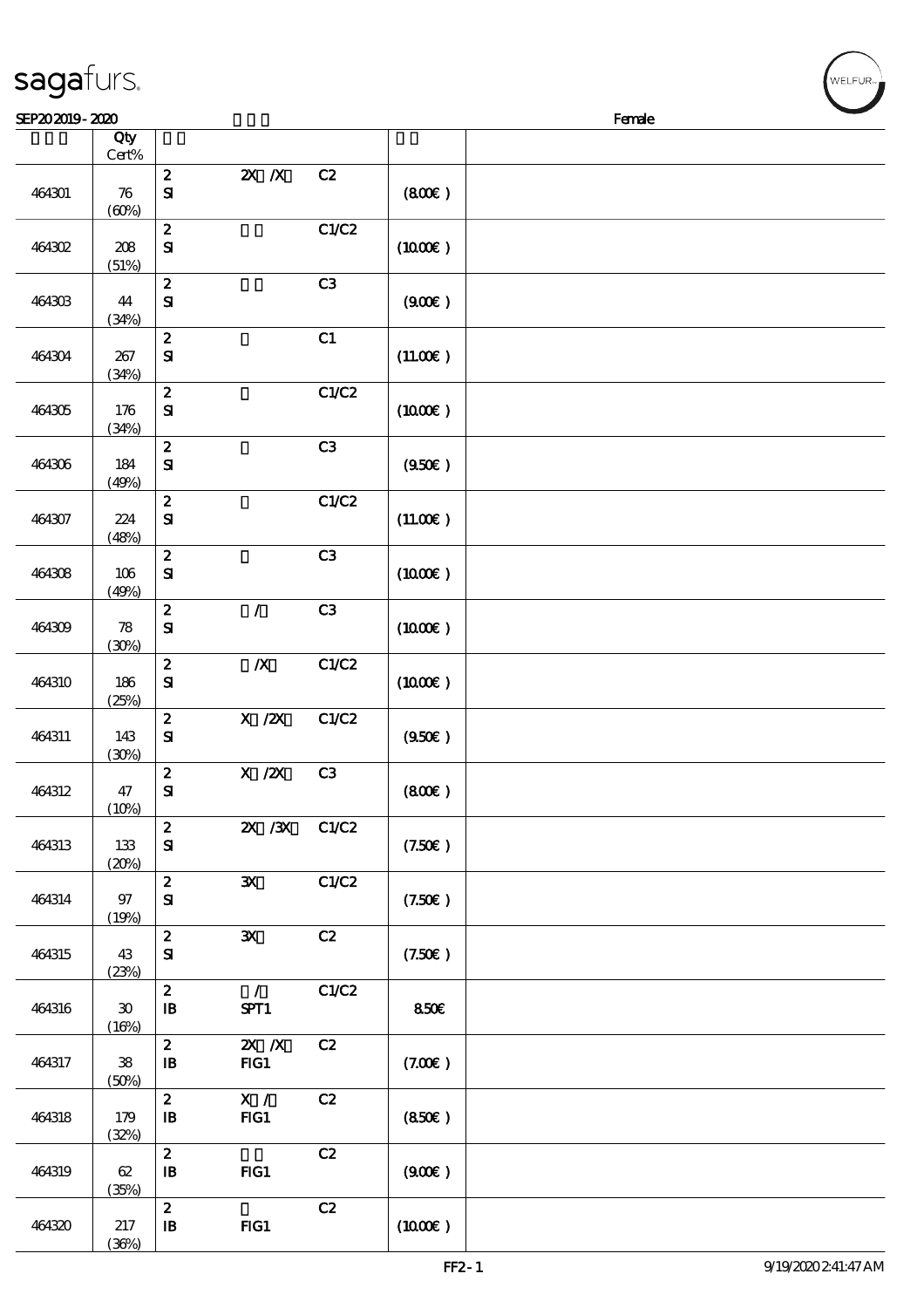sagafurs.

SEP20 2019 - 2020 Female

| | Qty Cert% | | | | | |
|---|---|---|---|---|---|---|
| 464301 | 76 (60%) | 2 SI | 2X /X | C2 | (8.00€ ) | |
| 464302 | 208 (51%) | 2 SI | | C1/C2 | (10.00€ ) | |
| 464303 | 44 (34%) | 2 SI | | C3 | (9.00€ ) | |
| 464304 | 267 (34%) | 2 SI | | C1 | (11.00€ ) | |
| 464305 | 176 (34%) | 2 SI | | C1/C2 | (10.00€ ) | |
| 464306 | 184 (49%) | 2 SI | | C3 | (9.50€ ) | |
| 464307 | 224 (48%) | 2 SI | | C1/C2 | (11.00€ ) | |
| 464308 | 106 (49%) | 2 SI | | C3 | (10.00€ ) | |
| 464309 | 78 (30%) | 2 SI | / | C3 | (10.00€ ) | |
| 464310 | 186 (25%) | 2 SI | /X | C1/C2 | (10.00€ ) | |
| 464311 | 143 (30%) | 2 SI | X /2X | C1/C2 | (9.50€ ) | |
| 464312 | 47 (10%) | 2 SI | X /2X | C3 | (8.00€ ) | |
| 464313 | 133 (20%) | 2 SI | 2X /3X | C1/C2 | (7.50€ ) | |
| 464314 | 97 (19%) | 2 SI | 3X | C1/C2 | (7.50€ ) | |
| 464315 | 43 (23%) | 2 SI | 3X | C2 | (7.50€ ) | |
| 464316 | 30 (16%) | 2 IB | / SPT1 | C1/C2 | 8.50€ | |
| 464317 | 38 (50%) | 2 IB | 2X /X FIG1 | C2 | (7.00€ ) | |
| 464318 | 179 (32%) | 2 IB | X / FIG1 | C2 | (8.50€ ) | |
| 464319 | 62 (35%) | 2 IB | FIG1 | C2 | (9.00€ ) | |
| 464320 | 217 (36%) | 2 IB | FIG1 | C2 | (10.00€ ) | |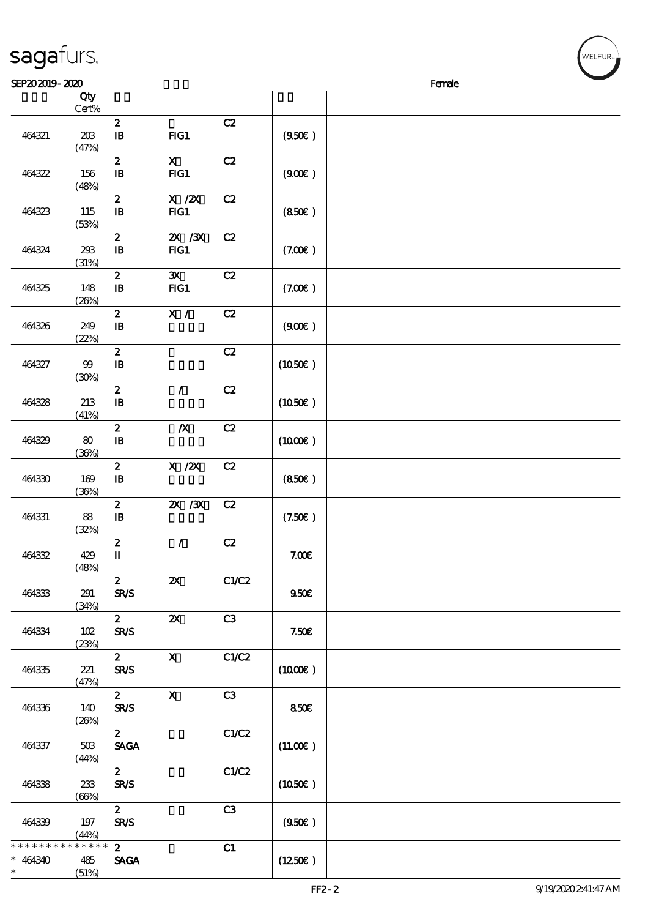SEP20 2019 - 2020 Female

| | Qty Cert% | | | | | |
|---|---|---|---|---|---|---|
| 464321 | 203 (47%) | 2 IB | FIG1 | C2 | (9.50€ ) | |
| 464322 | 156 (48%) | 2 IB | X FIG1 | C2 | (9.00€ ) | |
| 464323 | 115 (53%) | 2 IB | X /2X FIG1 | C2 | (8.50€ ) | |
| 464324 | 293 (31%) | 2 IB | 2X /3X FIG1 | C2 | (7.00€ ) | |
| 464325 | 148 (26%) | 2 IB | 3X FIG1 | C2 | (7.00€ ) | |
| 464326 | 249 (22%) | 2 IB | X / | C2 | (9.00€ ) | |
| 464327 | 99 (30%) | 2 IB | | C2 | (10.50€ ) | |
| 464328 | 213 (41%) | 2 IB | / | C2 | (10.50€ ) | |
| 464329 | 80 (36%) | 2 IB | /X | C2 | (10.00€ ) | |
| 464330 | 169 (36%) | 2 IB | X /2X | C2 | (8.50€ ) | |
| 464331 | 88 (32%) | 2 IB | 2X /3X | C2 | (7.50€ ) | |
| 464332 | 429 (48%) | 2 II | / | C2 | 7.00€ | |
| 464333 | 291 (34%) | 2 SR/S | 2X | C1/C2 | 9.50€ | |
| 464334 | 102 (23%) | 2 SR/S | 2X | C3 | 7.50€ | |
| 464335 | 221 (47%) | 2 SR/S | X | C1/C2 | (10.00€ ) | |
| 464336 | 140 (26%) | 2 SR/S | X | C3 | 8.50€ | |
| 464337 | 503 (44%) | 2 SAGA | | C1/C2 | (11.00€ ) | |
| 464338 | 233 (66%) | 2 SR/S | | C1/C2 | (10.50€ ) | |
| 464339 | 197 (44%) | 2 SR/S | | C3 | (9.50€ ) | |
| * * * * * * * * * * * * * * 464340 * | 485 (51%) | 2 SAGA | | C1 | (12.50€ ) | |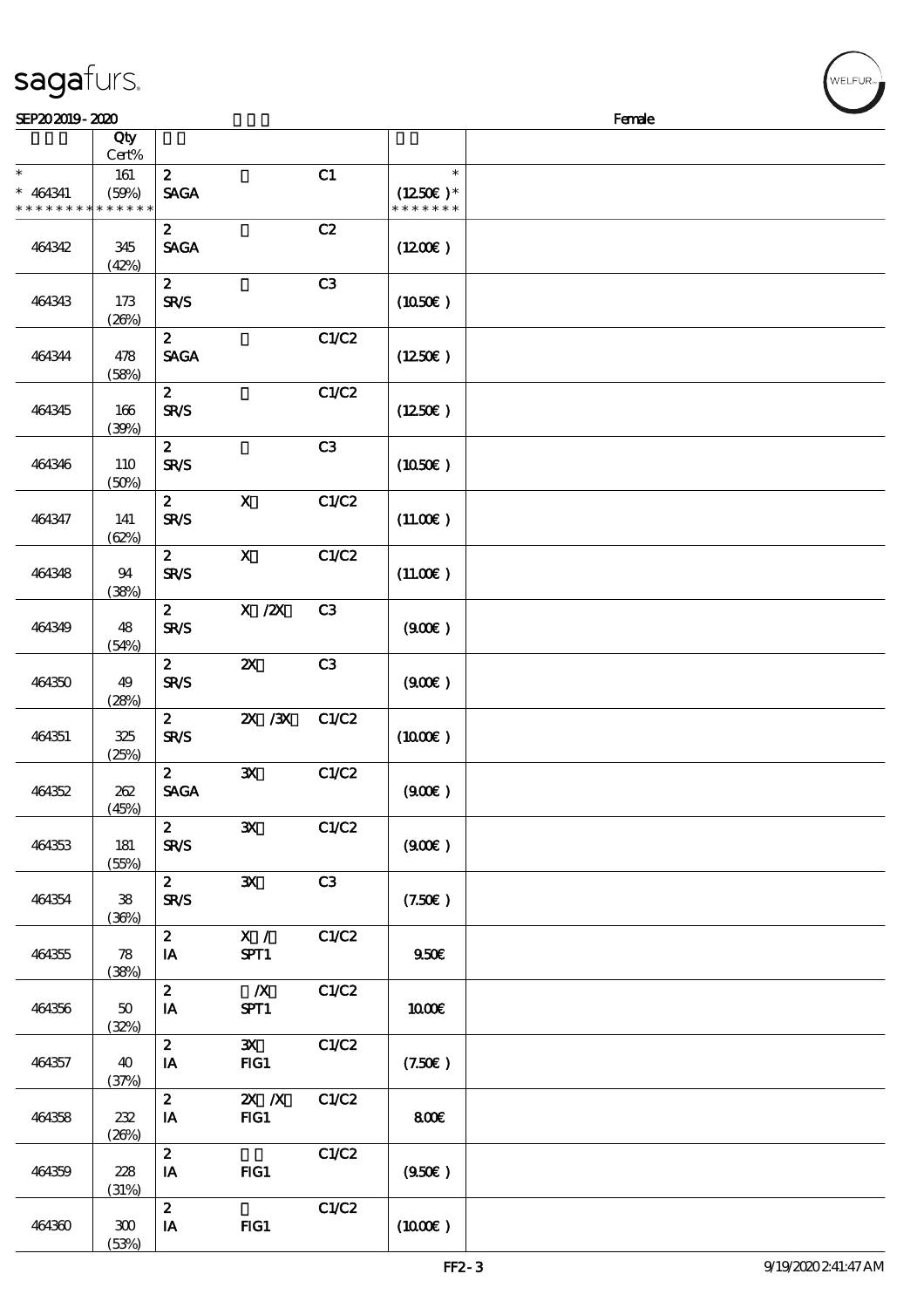sagafurs.

SEP20 2019 - 2020 Female

| | Qty Cert% | | | | | |
|---|---|---|---|---|---|---|
| * | 161 | 2 | | C1 | * | |
| * 464341 | (59%) | SAGA | | | (12.50€)* | |
| * * * * * * * * * * * * * * | | | | | * * * * * * * | |
| 464342 | 345 (42%) | 2 SAGA | | C2 | (12.00€) | |
| 464343 | 173 (26%) | 2 SR/S | | C3 | (10.50€) | |
| 464344 | 478 (58%) | 2 SAGA | | C1/C2 | (12.50€) | |
| 464345 | 166 (39%) | 2 SR/S | | C1/C2 | (12.50€) | |
| 464346 | 110 (50%) | 2 SR/S | | C3 | (10.50€) | |
| 464347 | 141 (62%) | 2 SR/S | X | C1/C2 | (11.00€) | |
| 464348 | 94 (38%) | 2 SR/S | X | C1/C2 | (11.00€) | |
| 464349 | 48 (54%) | 2 SR/S | X /2X | C3 | (9.00€) | |
| 464350 | 49 (28%) | 2 SR/S | 2X | C3 | (9.00€) | |
| 464351 | 325 (25%) | 2 SR/S | 2X /3X | C1/C2 | (10.00€) | |
| 464352 | 262 (45%) | 2 SAGA | 3X | C1/C2 | (9.00€) | |
| 464353 | 181 (55%) | 2 SR/S | 3X | C1/C2 | (9.00€) | |
| 464354 | 38 (36%) | 2 SR/S | 3X | C3 | (7.50€) | |
| 464355 | 78 (38%) | 2 IA | X / SPT1 | C1/C2 | 9.50€ | |
| 464356 | 50 (32%) | 2 IA | /X SPT1 | C1/C2 | 10.00€ | |
| 464357 | 40 (37%) | 2 IA | 3X FIG1 | C1/C2 | (7.50€) | |
| 464358 | 232 (26%) | 2 IA | 2X /X FIG1 | C1/C2 | 8.00€ | |
| 464359 | 228 (31%) | 2 IA | FIG1 | C1/C2 | (9.50€) | |
| 464360 | 300 (53%) | 2 IA | FIG1 | C1/C2 | (10.00€) | |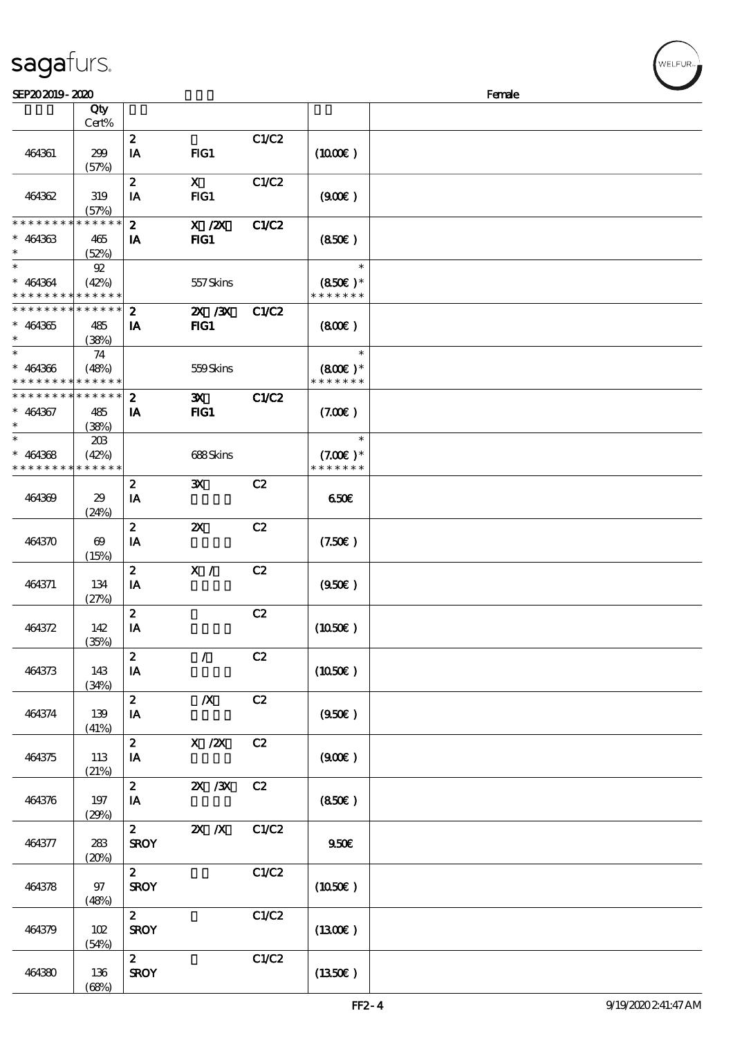SEP20 2019 - 2020 Female

| | Qty Cert% | | | | | |
|---|---|---|---|---|---|---|
| 464361 | 299 (57%) | 2 IA | FIG1 | C1/C2 | (10.00€) | |
| 464362 | 319 (57%) | 2 IA | X FIG1 | C1/C2 | (9.00€) | |
| * * * * * * * * * * * * * * * 464363 * | 465 (52%) | 2 IA | X /2X FIG1 | C1/C2 | (8.50€) | |
| * * 464364 * * * * * * * * * * * * * * | 92 (42%) | | 557 Skins | | * (8.50€) * * * * * * * * | |
| * * * * * * * * * * * * * * * 464365 * | 485 (38%) | 2 IA | 2X /3X FIG1 | C1/C2 | (8.00€) | |
| * * 464366 * * * * * * * * * * * * * * | 74 (48%) | | 559 Skins | | * (8.00€) * * * * * * * * | |
| * * * * * * * * * * * * * * * 464367 * | 485 (38%) | 2 IA | 3X FIG1 | C1/C2 | (7.00€) | |
| * * 464368 * * * * * * * * * * * * * * | 203 (42%) | | 688 Skins | | * (7.00€) * * * * * * * * | |
| 464369 | 29 (24%) | 2 IA | 3X | C2 | 6.50€ | |
| 464370 | 69 (15%) | 2 IA | 2X | C2 | (7.50€) | |
| 464371 | 134 (27%) | 2 IA | X / | C2 | (9.50€) | |
| 464372 | 142 (35%) | 2 IA | | C2 | (10.50€) | |
| 464373 | 143 (34%) | 2 IA | / | C2 | (10.50€) | |
| 464374 | 139 (41%) | 2 IA | /X | C2 | (9.50€) | |
| 464375 | 113 (21%) | 2 IA | X /2X | C2 | (9.00€) | |
| 464376 | 197 (29%) | 2 IA | 2X /3X | C2 | (8.50€) | |
| 464377 | 283 (20%) | 2 SROY | 2X /X | C1/C2 | 9.50€ | |
| 464378 | 97 (48%) | 2 SROY | | C1/C2 | (10.50€) | |
| 464379 | 102 (54%) | 2 SROY | | C1/C2 | (13.00€) | |
| 464380 | 136 (68%) | 2 SROY | | C1/C2 | (13.50€) | |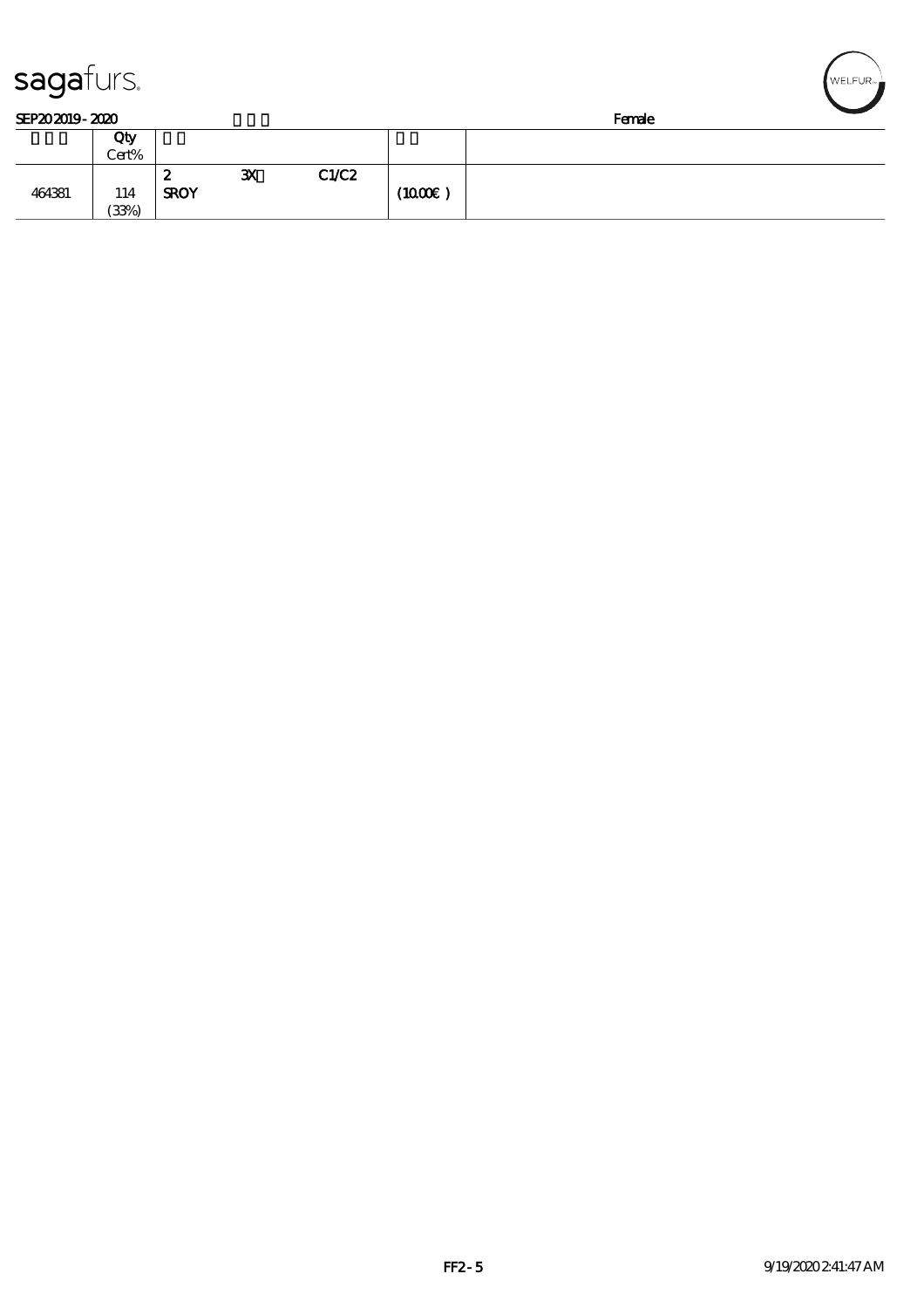sagafurs.

SEP20 2019 - 2020 Female

| | Qty Cert% | | | | | |
|---|---|---|---|---|---|---|
| 464381 | 114 (33%) | 2 SROY | 3X | C1/C2 | (10.00€ ) | |

FF2 - 5 9/19/2020 2:41:47 AM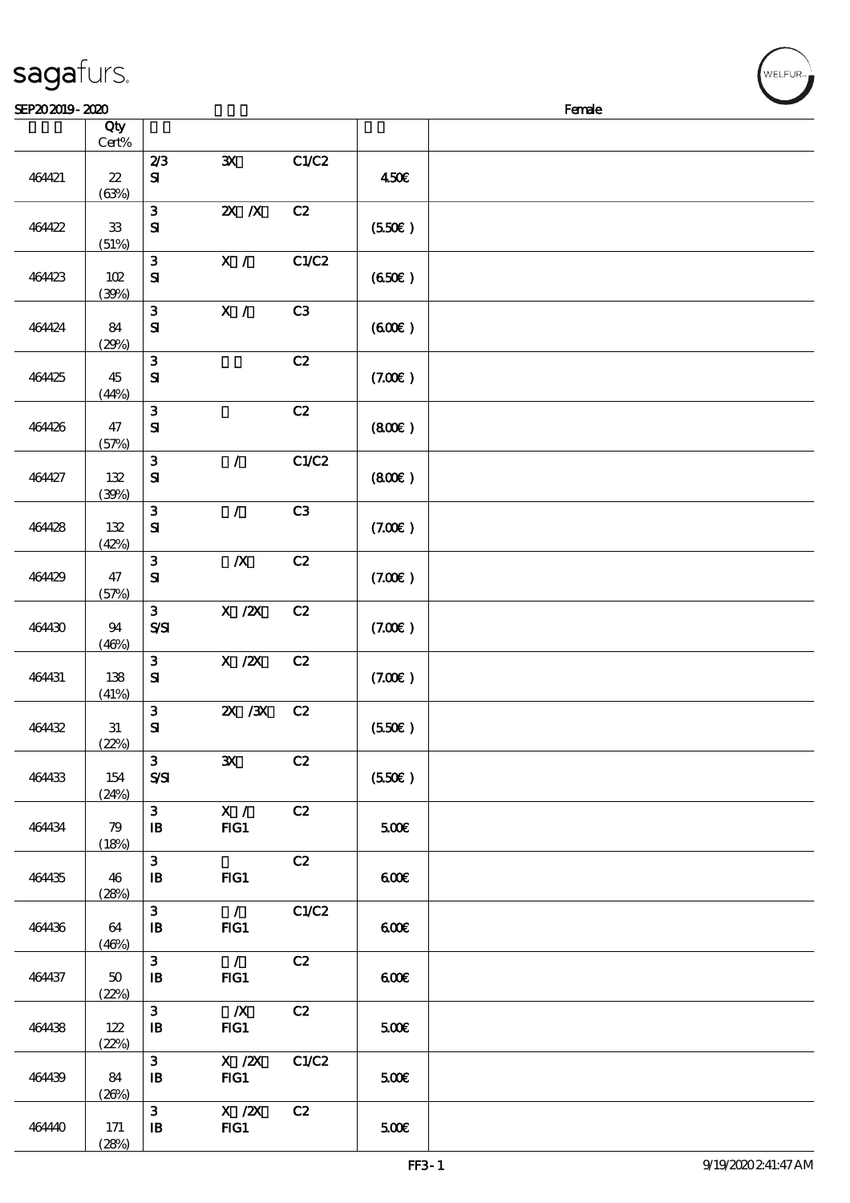sagafurs.

SEP20 2019 - 2020 Female

| | Qty Cert% | | | | | |
|---|---|---|---|---|---|---|
| 464421 | 22 (63%) | 2/3 SI | 3X | C1/C2 | 4.50€ | |
| 464422 | 33 (51%) | 3 SI | 2X /X | C2 | (5.50€ ) | |
| 464423 | 102 (39%) | 3 SI | X / | C1/C2 | (6.50€ ) | |
| 464424 | 84 (29%) | 3 SI | X / | C3 | (6.00€ ) | |
| 464425 | 45 (44%) | 3 SI | | C2 | (7.00€ ) | |
| 464426 | 47 (57%) | 3 SI | | C2 | (8.00€ ) | |
| 464427 | 132 (39%) | 3 SI | / | C1/C2 | (8.00€ ) | |
| 464428 | 132 (42%) | 3 SI | / | C3 | (7.00€ ) | |
| 464429 | 47 (57%) | 3 SI | /X | C2 | (7.00€ ) | |
| 464430 | 94 (46%) | 3 S/SI | X /2X | C2 | (7.00€ ) | |
| 464431 | 138 (41%) | 3 SI | X /2X | C2 | (7.00€ ) | |
| 464432 | 31 (22%) | 3 SI | 2X /3X | C2 | (5.50€ ) | |
| 464433 | 154 (24%) | 3 S/SI | 3X | C2 | (5.50€ ) | |
| 464434 | 79 (18%) | 3 IB | X / FIG1 | C2 | 5.00€ | |
| 464435 | 46 (28%) | 3 IB | FIG1 | C2 | 6.00€ | |
| 464436 | 64 (46%) | 3 IB | / FIG1 | C1/C2 | 6.00€ | |
| 464437 | 50 (22%) | 3 IB | / FIG1 | C2 | 6.00€ | |
| 464438 | 122 (22%) | 3 IB | /X FIG1 | C2 | 5.00€ | |
| 464439 | 84 (26%) | 3 IB | X /2X FIG1 | C1/C2 | 5.00€ | |
| 464440 | 171 (28%) | 3 IB | X /2X FIG1 | C2 | 5.00€ | |

FF3 - 1 9/19/2020 2:41:47 AM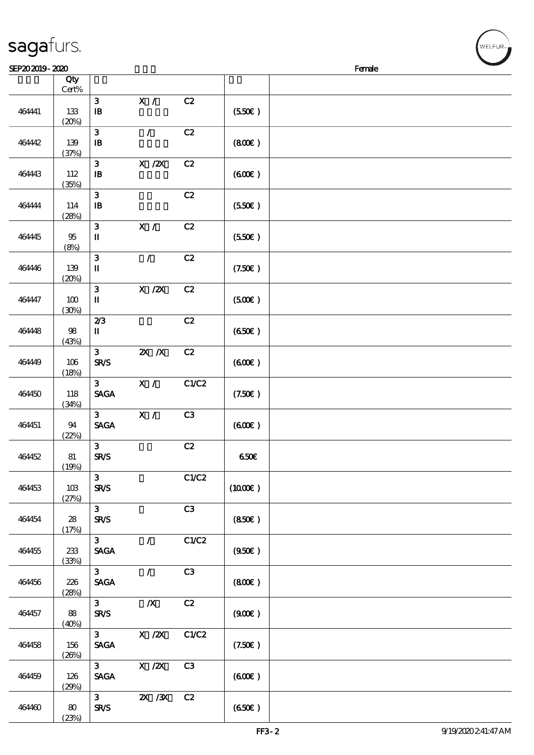sagafurs.

SEP20 2019 - 2020 Female

| | Qty Cert% | | | | | |
|---|---|---|---|---|---|---|
| 464441 | 133 (20%) | 3 IB | X / | C2 | (5.50€) | |
| 464442 | 139 (37%) | 3 IB | / | C2 | (8.00€) | |
| 464443 | 112 (35%) | 3 IB | X /2X | C2 | (6.00€) | |
| 464444 | 114 (28%) | 3 IB | | C2 | (5.50€) | |
| 464445 | 95 (8%) | 3 II | X / | C2 | (5.50€) | |
| 464446 | 139 (20%) | 3 II | / | C2 | (7.50€) | |
| 464447 | 100 (30%) | 3 II | X /2X | C2 | (5.00€) | |
| 464448 | 98 (43%) | 2/3 II | | C2 | (6.50€) | |
| 464449 | 106 (18%) | 3 SR/S | 2X /X | C2 | (6.00€) | |
| 464450 | 118 (34%) | 3 SAGA | X / | C1/C2 | (7.50€) | |
| 464451 | 94 (22%) | 3 SAGA | X / | C3 | (6.00€) | |
| 464452 | 81 (19%) | 3 SR/S | | C2 | 6.50€ | |
| 464453 | 103 (27%) | 3 SR/S | | C1/C2 | (10.00€) | |
| 464454 | 28 (17%) | 3 SR/S | | C3 | (8.50€) | |
| 464455 | 233 (33%) | 3 SAGA | / | C1/C2 | (9.50€) | |
| 464456 | 226 (28%) | 3 SAGA | / | C3 | (8.00€) | |
| 464457 | 88 (40%) | 3 SR/S | /X | C2 | (9.00€) | |
| 464458 | 156 (26%) | 3 SAGA | X /2X | C1/C2 | (7.50€) | |
| 464459 | 126 (29%) | 3 SAGA | X /2X | C3 | (6.00€) | |
| 464460 | 80 (23%) | 3 SR/S | 2X /3X | C2 | (6.50€) | |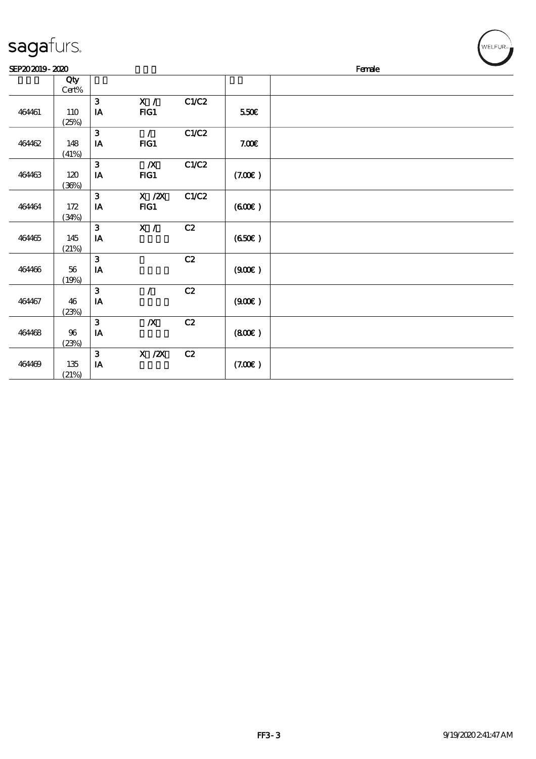sagafurs.

SEP20 2019 - 2020　　　　　　　　　　　　　　　　　　　　　　　　　　　　Female

| | Qty Cert% | | | | | |
|---|---|---|---|---|---|---|
| 464461 | 110 (25%) | 3 IA | X / FIG1 | C1/C2 | 5.50€ | |
| 464462 | 148 (41%) | 3 IA | / FIG1 | C1/C2 | 7.00€ | |
| 464463 | 120 (36%) | 3 IA | /X FIG1 | C1/C2 | (7.00€ ) | |
| 464464 | 172 (34%) | 3 IA | X /2X FIG1 | C1/C2 | (6.00€ ) | |
| 464465 | 145 (21%) | 3 IA | X / | C2 | (6.50€ ) | |
| 464466 | 56 (19%) | 3 IA | | C2 | (9.00€ ) | |
| 464467 | 46 (23%) | 3 IA | / | C2 | (9.00€ ) | |
| 464468 | 96 (23%) | 3 IA | /X | C2 | (8.00€ ) | |
| 464469 | 135 (21%) | 3 IA | X /2X | C2 | (7.00€ ) | |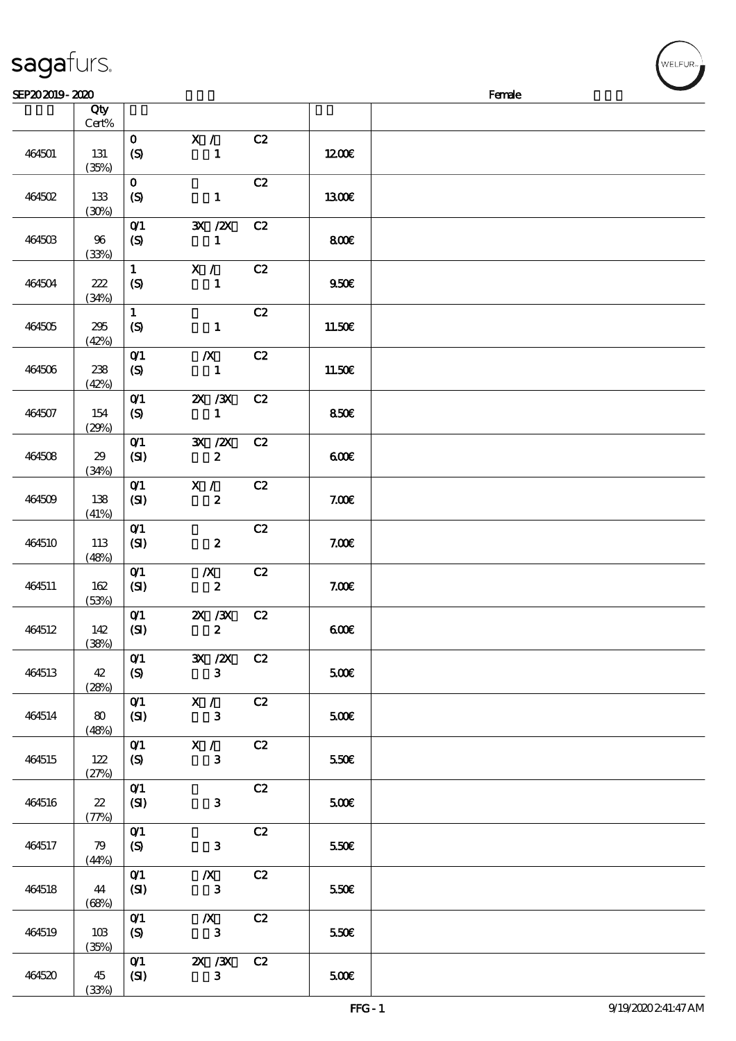sagafurs.

SEP20 2019 - 2020 Female

| | Qty Cert% | | | |
|---|---|---|---|---|
| 464501 | 131 (35%) | 0 X / C2 (S) 1 | 12.00€ | |
| 464502 | 133 (30%) | 0 C2 (S) 1 | 13.00€ | |
| 464503 | 96 (33%) | 0/1 3X /2X C2 (S) 1 | 8.00€ | |
| 464504 | 222 (34%) | 1 X / C2 (S) 1 | 9.50€ | |
| 464505 | 295 (42%) | 1 C2 (S) 1 | 11.50€ | |
| 464506 | 238 (42%) | 0/1 /X C2 (S) 1 | 11.50€ | |
| 464507 | 154 (29%) | 0/1 2X /3X C2 (S) 1 | 8.50€ | |
| 464508 | 29 (34%) | 0/1 3X /2X C2 (SI) 2 | 6.00€ | |
| 464509 | 138 (41%) | 0/1 X / C2 (SI) 2 | 7.00€ | |
| 464510 | 113 (48%) | 0/1 C2 (SI) 2 | 7.00€ | |
| 464511 | 162 (53%) | 0/1 /X C2 (SI) 2 | 7.00€ | |
| 464512 | 142 (38%) | 0/1 2X /3X C2 (SI) 2 | 6.00€ | |
| 464513 | 42 (28%) | 0/1 3X /2X C2 (S) 3 | 5.00€ | |
| 464514 | 80 (48%) | 0/1 X / C2 (SI) 3 | 5.00€ | |
| 464515 | 122 (27%) | 0/1 X / C2 (S) 3 | 5.50€ | |
| 464516 | 22 (77%) | 0/1 C2 (SI) 3 | 5.00€ | |
| 464517 | 79 (44%) | 0/1 C2 (S) 3 | 5.50€ | |
| 464518 | 44 (68%) | 0/1 /X C2 (SI) 3 | 5.50€ | |
| 464519 | 103 (35%) | 0/1 /X C2 (S) 3 | 5.50€ | |
| 464520 | 45 (33%) | 0/1 2X /3X C2 (SI) 3 | 5.00€ | |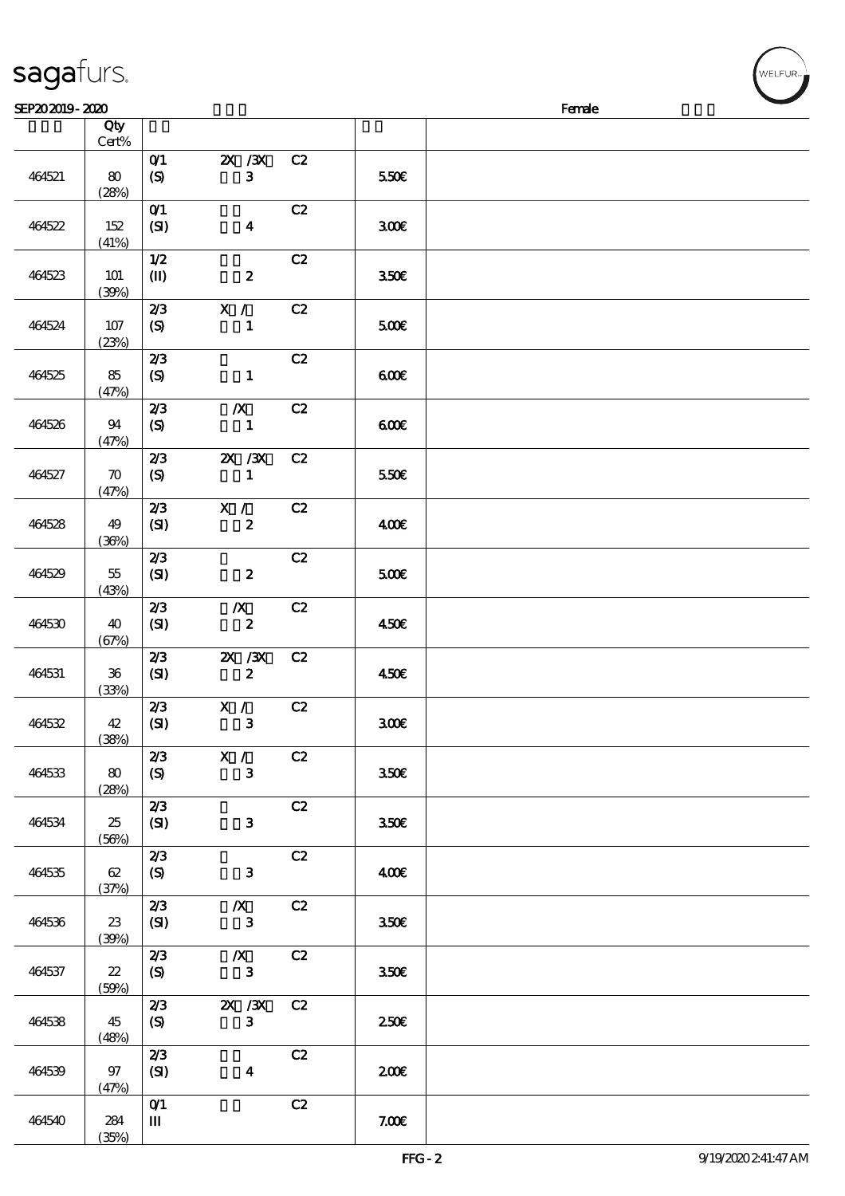| | Qty Cert% | | | | | |
|---|---|---|---|---|---|---|
| 464521 | 80 (28%) | 0/1 (S) | 2X /3X 3 | C2 | 5.50€ | |
| 464522 | 152 (41%) | 0/1 (SI) | 4 | C2 | 3.00€ | |
| 464523 | 101 (39%) | 1/2 (II) | 2 | C2 | 3.50€ | |
| 464524 | 107 (23%) | 2/3 (S) | X / 1 | C2 | 5.00€ | |
| 464525 | 85 (47%) | 2/3 (S) | 1 | C2 | 6.00€ | |
| 464526 | 94 (47%) | 2/3 (S) | /X 1 | C2 | 6.00€ | |
| 464527 | 70 (47%) | 2/3 (S) | 2X /3X 1 | C2 | 5.50€ | |
| 464528 | 49 (36%) | 2/3 (SI) | X / 2 | C2 | 4.00€ | |
| 464529 | 55 (43%) | 2/3 (SI) | 2 | C2 | 5.00€ | |
| 464530 | 40 (67%) | 2/3 (SI) | /X 2 | C2 | 4.50€ | |
| 464531 | 36 (33%) | 2/3 (SI) | 2X /3X 2 | C2 | 4.50€ | |
| 464532 | 42 (38%) | 2/3 (SI) | X / 3 | C2 | 3.00€ | |
| 464533 | 80 (28%) | 2/3 (S) | X / 3 | C2 | 3.50€ | |
| 464534 | 25 (56%) | 2/3 (SI) | 3 | C2 | 3.50€ | |
| 464535 | 62 (37%) | 2/3 (S) | 3 | C2 | 4.00€ | |
| 464536 | 23 (39%) | 2/3 (SI) | /X 3 | C2 | 3.50€ | |
| 464537 | 22 (59%) | 2/3 (S) | /X 3 | C2 | 3.50€ | |
| 464538 | 45 (48%) | 2/3 (S) | 2X /3X 3 | C2 | 2.50€ | |
| 464539 | 97 (47%) | 2/3 (SI) | 4 | C2 | 2.00€ | |
| 464540 | 284 (35%) | 0/1 III | | C2 | 7.00€ | |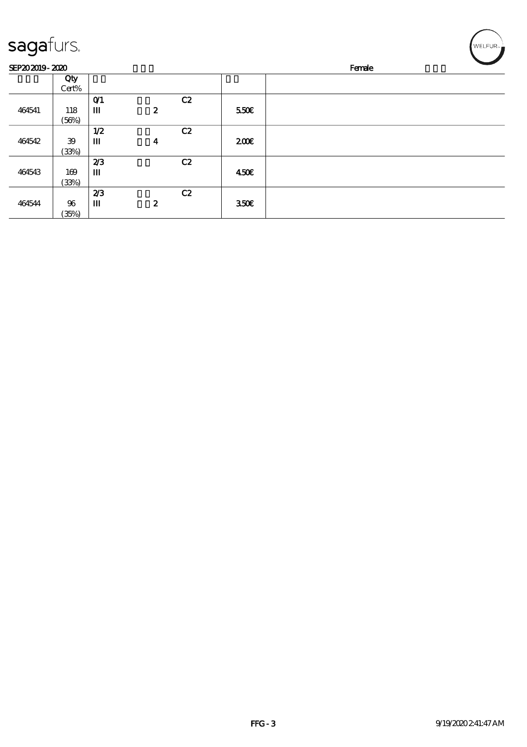sagafurs.

SEP20 2019 - 2020 Female

| | Qty Cert% | | | | | |
|---|---|---|---|---|---|---|
| 464541 | 118 (56%) | 0/1 III | 2 | C2 | 5.50€ | |
| 464542 | 39 (33%) | 1/2 III | 4 | C2 | 2.00€ | |
| 464543 | 169 (33%) | 2/3 III | | C2 | 4.50€ | |
| 464544 | 96 (35%) | 2/3 III | 2 | C2 | 3.50€ | |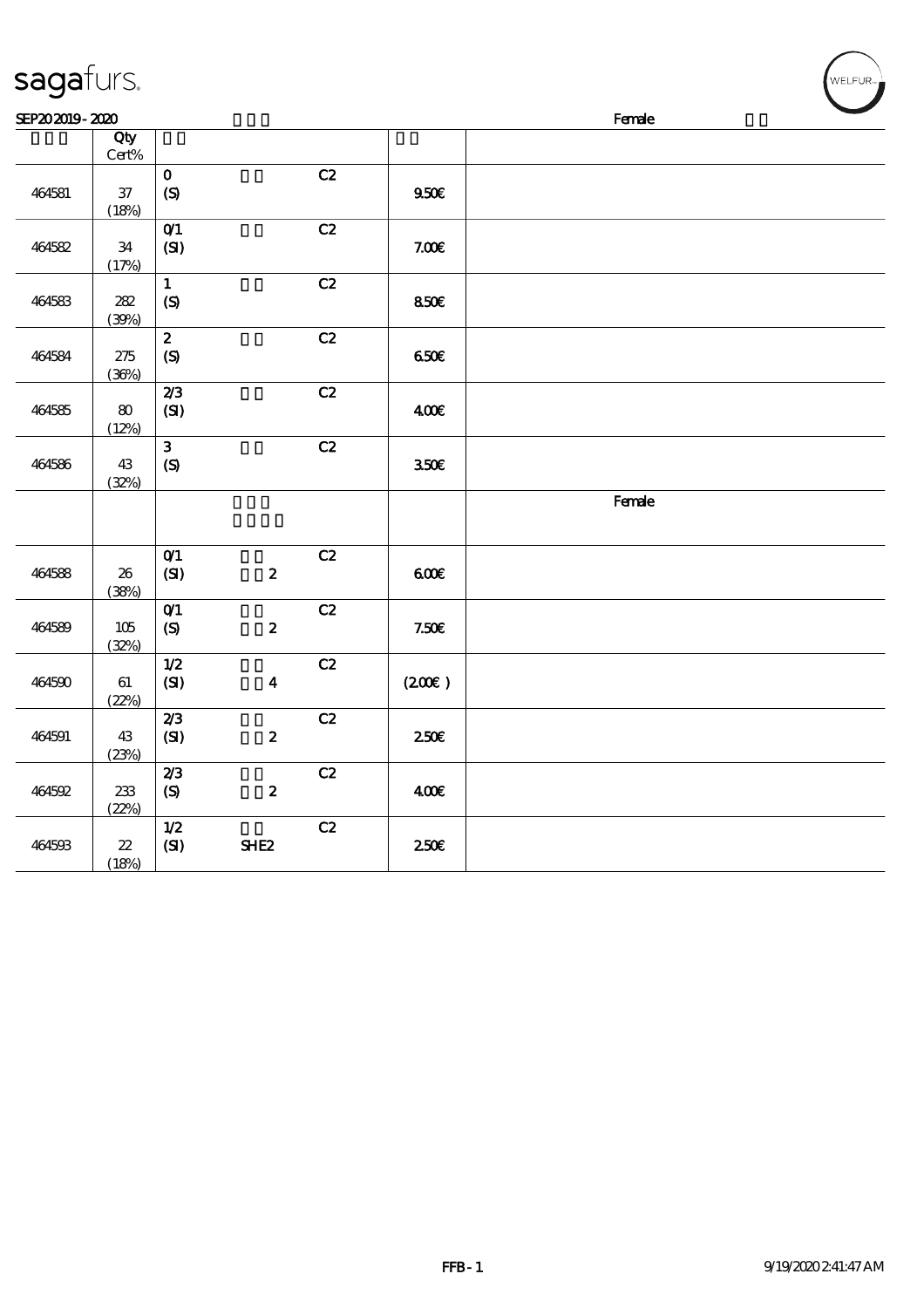sagafurs.

SEP20 2019 - 2020 | Female

| | Qty Cert% | | | |
|---|---|---|---|---|
| 464581 | 37 (18%) | 0 (S) C2 | 9.50€ | |
| 464582 | 34 (17%) | 0/1 (SI) C2 | 7.00€ | |
| 464583 | 282 (39%) | 1 (S) C2 | 8.50€ | |
| 464584 | 275 (36%) | 2 (S) C2 | 6.50€ | |
| 464585 | 80 (12%) | 2/3 (SI) C2 | 4.00€ | |
| 464586 | 43 (32%) | 3 (S) C2 | 3.50€ | |
| | | | | Female |
| 464588 | 26 (38%) | 0/1 (SI) 2 C2 | 6.00€ | |
| 464589 | 105 (32%) | 0/1 (S) 2 C2 | 7.50€ | |
| 464590 | 61 (22%) | 1/2 (SI) 4 C2 | (2.00€ ) | |
| 464591 | 43 (23%) | 2/3 (SI) 2 C2 | 2.50€ | |
| 464592 | 233 (22%) | 2/3 (S) 2 C2 | 4.00€ | |
| 464593 | 22 (18%) | 1/2 (SI) SHE2 C2 | 2.50€ | |